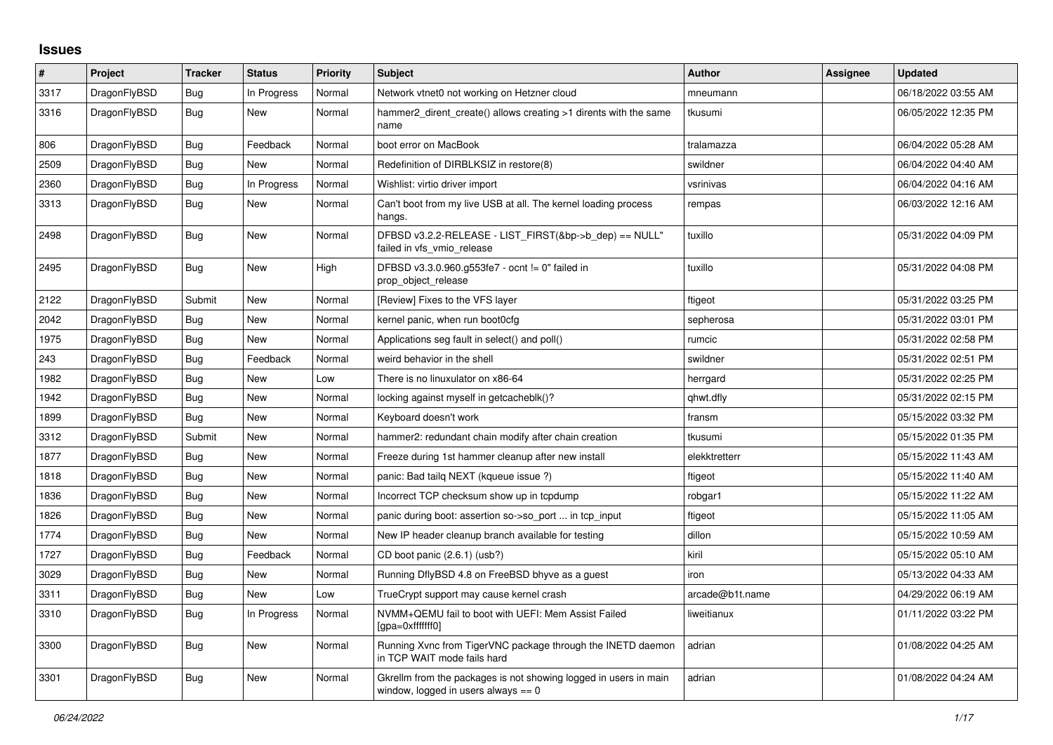# Issues

| # | Project | Tracker | Status | Priority | Subject | Author | Assignee | Updated |
|---|---|---|---|---|---|---|---|---|
| 3317 | DragonFlyBSD | Bug | In Progress | Normal | Network vtnet0 not working on Hetzner cloud | mneumann | | 06/18/2022 03:55 AM |
| 3316 | DragonFlyBSD | Bug | New | Normal | hammer2_dirent_create() allows creating >1 dirents with the same name | tkusumi | | 06/05/2022 12:35 PM |
| 806 | DragonFlyBSD | Bug | Feedback | Normal | boot error on MacBook | tralamazza | | 06/04/2022 05:28 AM |
| 2509 | DragonFlyBSD | Bug | New | Normal | Redefinition of DIRBLKSIZ in restore(8) | swildner | | 06/04/2022 04:40 AM |
| 2360 | DragonFlyBSD | Bug | In Progress | Normal | Wishlist: virtio driver import | vsrinivas | | 06/04/2022 04:16 AM |
| 3313 | DragonFlyBSD | Bug | New | Normal | Can't boot from my live USB at all. The kernel loading process hangs. | rempas | | 06/03/2022 12:16 AM |
| 2498 | DragonFlyBSD | Bug | New | Normal | DFBSD v3.2.2-RELEASE - LIST_FIRST(&bp->b_dep) == NULL" failed in vfs_vmio_release | tuxillo | | 05/31/2022 04:09 PM |
| 2495 | DragonFlyBSD | Bug | New | High | DFBSD v3.3.0.960.g553fe7 - ocnt != 0" failed in prop_object_release | tuxillo | | 05/31/2022 04:08 PM |
| 2122 | DragonFlyBSD | Submit | New | Normal | [Review] Fixes to the VFS layer | ftigeot | | 05/31/2022 03:25 PM |
| 2042 | DragonFlyBSD | Bug | New | Normal | kernel panic, when run boot0cfg | sepherosa | | 05/31/2022 03:01 PM |
| 1975 | DragonFlyBSD | Bug | New | Normal | Applications seg fault in select() and poll() | rumcic | | 05/31/2022 02:58 PM |
| 243 | DragonFlyBSD | Bug | Feedback | Normal | weird behavior in the shell | swildner | | 05/31/2022 02:51 PM |
| 1982 | DragonFlyBSD | Bug | New | Low | There is no linuxulator on x86-64 | herrgard | | 05/31/2022 02:25 PM |
| 1942 | DragonFlyBSD | Bug | New | Normal | locking against myself in getcacheblk()? | qhwt.dfly | | 05/31/2022 02:15 PM |
| 1899 | DragonFlyBSD | Bug | New | Normal | Keyboard doesn't work | fransm | | 05/15/2022 03:32 PM |
| 3312 | DragonFlyBSD | Submit | New | Normal | hammer2: redundant chain modify after chain creation | tkusumi | | 05/15/2022 01:35 PM |
| 1877 | DragonFlyBSD | Bug | New | Normal | Freeze during 1st hammer cleanup after new install | elekktretterr | | 05/15/2022 11:43 AM |
| 1818 | DragonFlyBSD | Bug | New | Normal | panic: Bad tailq NEXT (kqueue issue ?) | ftigeot | | 05/15/2022 11:40 AM |
| 1836 | DragonFlyBSD | Bug | New | Normal | Incorrect TCP checksum show up in tcpdump | robgar1 | | 05/15/2022 11:22 AM |
| 1826 | DragonFlyBSD | Bug | New | Normal | panic during boot: assertion so->so_port ... in tcp_input | ftigeot | | 05/15/2022 11:05 AM |
| 1774 | DragonFlyBSD | Bug | New | Normal | New IP header cleanup branch available for testing | dillon | | 05/15/2022 10:59 AM |
| 1727 | DragonFlyBSD | Bug | Feedback | Normal | CD boot panic (2.6.1) (usb?) | kiril | | 05/15/2022 05:10 AM |
| 3029 | DragonFlyBSD | Bug | New | Normal | Running DflyBSD 4.8 on FreeBSD bhyve as a guest | iron | | 05/13/2022 04:33 AM |
| 3311 | DragonFlyBSD | Bug | New | Low | TrueCrypt support may cause kernel crash | arcade@b1t.name | | 04/29/2022 06:19 AM |
| 3310 | DragonFlyBSD | Bug | In Progress | Normal | NVMM+QEMU fail to boot with UEFI: Mem Assist Failed [gpa=0xfffffff0] | liweitianux | | 01/11/2022 03:22 PM |
| 3300 | DragonFlyBSD | Bug | New | Normal | Running Xvnc from TigerVNC package through the INETD daemon in TCP WAIT mode fails hard | adrian | | 01/08/2022 04:25 AM |
| 3301 | DragonFlyBSD | Bug | New | Normal | Gkrellm from the packages is not showing logged in users in main window, logged in users always == 0 | adrian | | 01/08/2022 04:24 AM |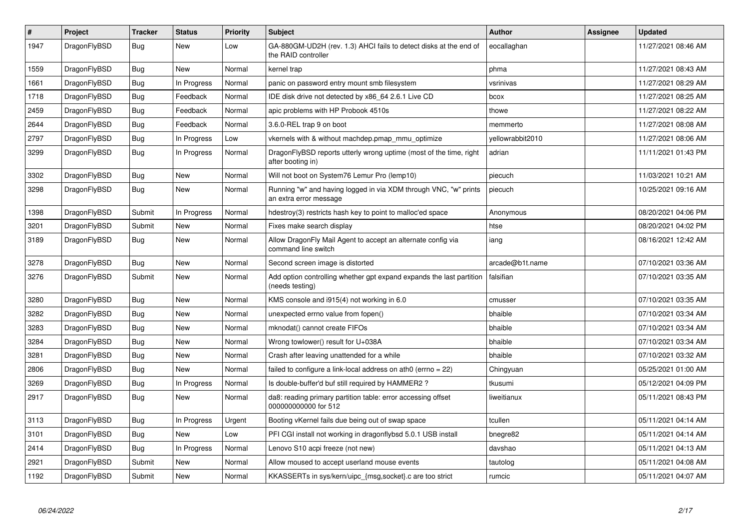| # | Project | Tracker | Status | Priority | Subject | Author | Assignee | Updated |
|---|---|---|---|---|---|---|---|---|
| 1947 | DragonFlyBSD | Bug | New | Low | GA-880GM-UD2H (rev. 1.3) AHCI fails to detect disks at the end of the RAID controller | eocallaghan | | 11/27/2021 08:46 AM |
| 1559 | DragonFlyBSD | Bug | New | Normal | kernel trap | phma | | 11/27/2021 08:43 AM |
| 1661 | DragonFlyBSD | Bug | In Progress | Normal | panic on password entry mount smb filesystem | vsrinivas | | 11/27/2021 08:29 AM |
| 1718 | DragonFlyBSD | Bug | Feedback | Normal | IDE disk drive not detected by x86_64 2.6.1 Live CD | bcox | | 11/27/2021 08:25 AM |
| 2459 | DragonFlyBSD | Bug | Feedback | Normal | apic problems with HP Probook 4510s | thowe | | 11/27/2021 08:22 AM |
| 2644 | DragonFlyBSD | Bug | Feedback | Normal | 3.6.0-REL trap 9 on boot | memmerto | | 11/27/2021 08:08 AM |
| 2797 | DragonFlyBSD | Bug | In Progress | Low | vkernels with & without machdep.pmap_mmu_optimize | yellowrabbit2010 | | 11/27/2021 08:06 AM |
| 3299 | DragonFlyBSD | Bug | In Progress | Normal | DragonFlyBSD reports utterly wrong uptime (most of the time, right after booting in) | adrian | | 11/11/2021 01:43 PM |
| 3302 | DragonFlyBSD | Bug | New | Normal | Will not boot on System76 Lemur Pro (lemp10) | piecuch | | 11/03/2021 10:21 AM |
| 3298 | DragonFlyBSD | Bug | New | Normal | Running "w" and having logged in via XDM through VNC, "w" prints an extra error message | piecuch | | 10/25/2021 09:16 AM |
| 1398 | DragonFlyBSD | Submit | In Progress | Normal | hdestroy(3) restricts hash key to point to malloc'ed space | Anonymous | | 08/20/2021 04:06 PM |
| 3201 | DragonFlyBSD | Submit | New | Normal | Fixes make search display | htse | | 08/20/2021 04:02 PM |
| 3189 | DragonFlyBSD | Bug | New | Normal | Allow DragonFly Mail Agent to accept an alternate config via command line switch | iang | | 08/16/2021 12:42 AM |
| 3278 | DragonFlyBSD | Bug | New | Normal | Second screen image is distorted | arcade@b1t.name | | 07/10/2021 03:36 AM |
| 3276 | DragonFlyBSD | Submit | New | Normal | Add option controlling whether gpt expand expands the last partition (needs testing) | falsifian | | 07/10/2021 03:35 AM |
| 3280 | DragonFlyBSD | Bug | New | Normal | KMS console and i915(4) not working in 6.0 | cmusser | | 07/10/2021 03:35 AM |
| 3282 | DragonFlyBSD | Bug | New | Normal | unexpected errno value from fopen() | bhaible | | 07/10/2021 03:34 AM |
| 3283 | DragonFlyBSD | Bug | New | Normal | mknodat() cannot create FIFOs | bhaible | | 07/10/2021 03:34 AM |
| 3284 | DragonFlyBSD | Bug | New | Normal | Wrong towlower() result for U+038A | bhaible | | 07/10/2021 03:34 AM |
| 3281 | DragonFlyBSD | Bug | New | Normal | Crash after leaving unattended for a while | bhaible | | 07/10/2021 03:32 AM |
| 2806 | DragonFlyBSD | Bug | New | Normal | failed to configure a link-local address on ath0 (errno = 22) | Chingyuan | | 05/25/2021 01:00 AM |
| 3269 | DragonFlyBSD | Bug | In Progress | Normal | Is double-buffer'd buf still required by HAMMER2 ? | tkusumi | | 05/12/2021 04:09 PM |
| 2917 | DragonFlyBSD | Bug | New | Normal | da8: reading primary partition table: error accessing offset 000000000000 for 512 | liweitianux | | 05/11/2021 08:43 PM |
| 3113 | DragonFlyBSD | Bug | In Progress | Urgent | Booting vKernel fails due being out of swap space | tcullen | | 05/11/2021 04:14 AM |
| 3101 | DragonFlyBSD | Bug | New | Low | PFI CGI install not working in dragonflybsd 5.0.1 USB install | bnegre82 | | 05/11/2021 04:14 AM |
| 2414 | DragonFlyBSD | Bug | In Progress | Normal | Lenovo S10 acpi freeze (not new) | davshao | | 05/11/2021 04:13 AM |
| 2921 | DragonFlyBSD | Submit | New | Normal | Allow moused to accept userland mouse events | tautolog | | 05/11/2021 04:08 AM |
| 1192 | DragonFlyBSD | Submit | New | Normal | KKASSERTs in sys/kern/uipc_{msg,socket}.c are too strict | rumcic | | 05/11/2021 04:07 AM |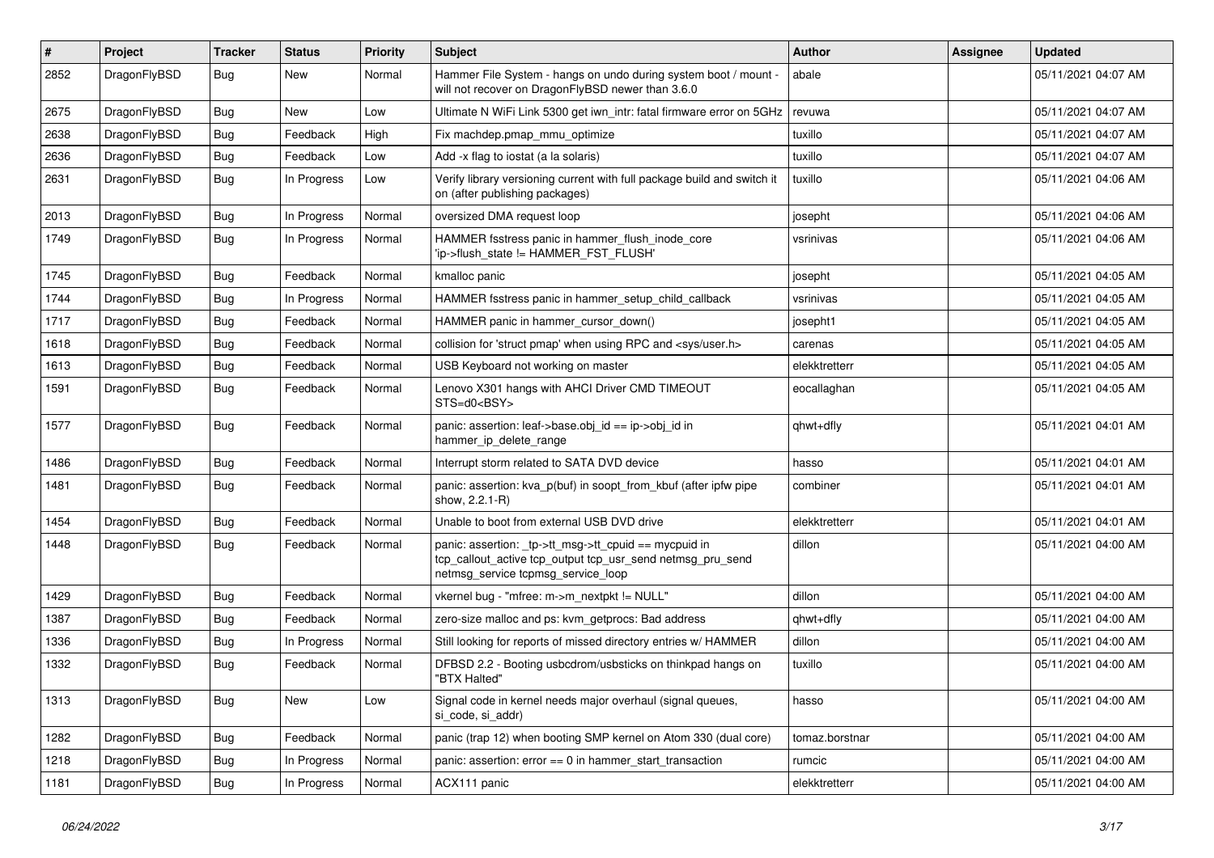| # | Project | Tracker | Status | Priority | Subject | Author | Assignee | Updated |
|---|---|---|---|---|---|---|---|---|
| 2852 | DragonFlyBSD | Bug | New | Normal | Hammer File System - hangs on undo during system boot / mount - will not recover on DragonFlyBSD newer than 3.6.0 | abale | | 05/11/2021 04:07 AM |
| 2675 | DragonFlyBSD | Bug | New | Low | Ultimate N WiFi Link 5300 get iwn_intr: fatal firmware error on 5GHz | revuwa | | 05/11/2021 04:07 AM |
| 2638 | DragonFlyBSD | Bug | Feedback | High | Fix machdep.pmap_mmu_optimize | tuxillo | | 05/11/2021 04:07 AM |
| 2636 | DragonFlyBSD | Bug | Feedback | Low | Add -x flag to iostat (a la solaris) | tuxillo | | 05/11/2021 04:07 AM |
| 2631 | DragonFlyBSD | Bug | In Progress | Low | Verify library versioning current with full package build and switch it on (after publishing packages) | tuxillo | | 05/11/2021 04:06 AM |
| 2013 | DragonFlyBSD | Bug | In Progress | Normal | oversized DMA request loop | josepht | | 05/11/2021 04:06 AM |
| 1749 | DragonFlyBSD | Bug | In Progress | Normal | HAMMER fsstress panic in hammer_flush_inode_core 'ip->flush_state != HAMMER_FST_FLUSH' | vsrinivas | | 05/11/2021 04:06 AM |
| 1745 | DragonFlyBSD | Bug | Feedback | Normal | kmalloc panic | josepht | | 05/11/2021 04:05 AM |
| 1744 | DragonFlyBSD | Bug | In Progress | Normal | HAMMER fsstress panic in hammer_setup_child_callback | vsrinivas | | 05/11/2021 04:05 AM |
| 1717 | DragonFlyBSD | Bug | Feedback | Normal | HAMMER panic in hammer_cursor_down() | josepht1 | | 05/11/2021 04:05 AM |
| 1618 | DragonFlyBSD | Bug | Feedback | Normal | collision for 'struct pmap' when using RPC and <sys/user.h> | carenas | | 05/11/2021 04:05 AM |
| 1613 | DragonFlyBSD | Bug | Feedback | Normal | USB Keyboard not working on master | elekktretterr | | 05/11/2021 04:05 AM |
| 1591 | DragonFlyBSD | Bug | Feedback | Normal | Lenovo X301 hangs with AHCI Driver CMD TIMEOUT STS=d0<BSY> | eocallaghan | | 05/11/2021 04:05 AM |
| 1577 | DragonFlyBSD | Bug | Feedback | Normal | panic: assertion: leaf->base.obj_id == ip->obj_id in hammer_ip_delete_range | qhwt+dfly | | 05/11/2021 04:01 AM |
| 1486 | DragonFlyBSD | Bug | Feedback | Normal | Interrupt storm related to SATA DVD device | hasso | | 05/11/2021 04:01 AM |
| 1481 | DragonFlyBSD | Bug | Feedback | Normal | panic: assertion: kva_p(buf) in soopt_from_kbuf (after ipfw pipe show, 2.2.1-R) | combiner | | 05/11/2021 04:01 AM |
| 1454 | DragonFlyBSD | Bug | Feedback | Normal | Unable to boot from external USB DVD drive | elekktretterr | | 05/11/2021 04:01 AM |
| 1448 | DragonFlyBSD | Bug | Feedback | Normal | panic: assertion: _tp->tt_msg->tt_cpuid == mycpuid in tcp_callout_active tcp_output tcp_usr_send netmsg_pru_send netmsg_service tcpmsg_service_loop | dillon | | 05/11/2021 04:00 AM |
| 1429 | DragonFlyBSD | Bug | Feedback | Normal | vkernel bug - "mfree: m->m_nextpkt != NULL" | dillon | | 05/11/2021 04:00 AM |
| 1387 | DragonFlyBSD | Bug | Feedback | Normal | zero-size malloc and ps: kvm_getprocs: Bad address | qhwt+dfly | | 05/11/2021 04:00 AM |
| 1336 | DragonFlyBSD | Bug | In Progress | Normal | Still looking for reports of missed directory entries w/ HAMMER | dillon | | 05/11/2021 04:00 AM |
| 1332 | DragonFlyBSD | Bug | Feedback | Normal | DFBSD 2.2 - Booting usbcdrom/usbsticks on thinkpad hangs on "BTX Halted" | tuxillo | | 05/11/2021 04:00 AM |
| 1313 | DragonFlyBSD | Bug | New | Low | Signal code in kernel needs major overhaul (signal queues, si_code, si_addr) | hasso | | 05/11/2021 04:00 AM |
| 1282 | DragonFlyBSD | Bug | Feedback | Normal | panic (trap 12) when booting SMP kernel on Atom 330 (dual core) | tomaz.borstnar | | 05/11/2021 04:00 AM |
| 1218 | DragonFlyBSD | Bug | In Progress | Normal | panic: assertion: error == 0 in hammer_start_transaction | rumcic | | 05/11/2021 04:00 AM |
| 1181 | DragonFlyBSD | Bug | In Progress | Normal | ACX111 panic | elekktretterr | | 05/11/2021 04:00 AM |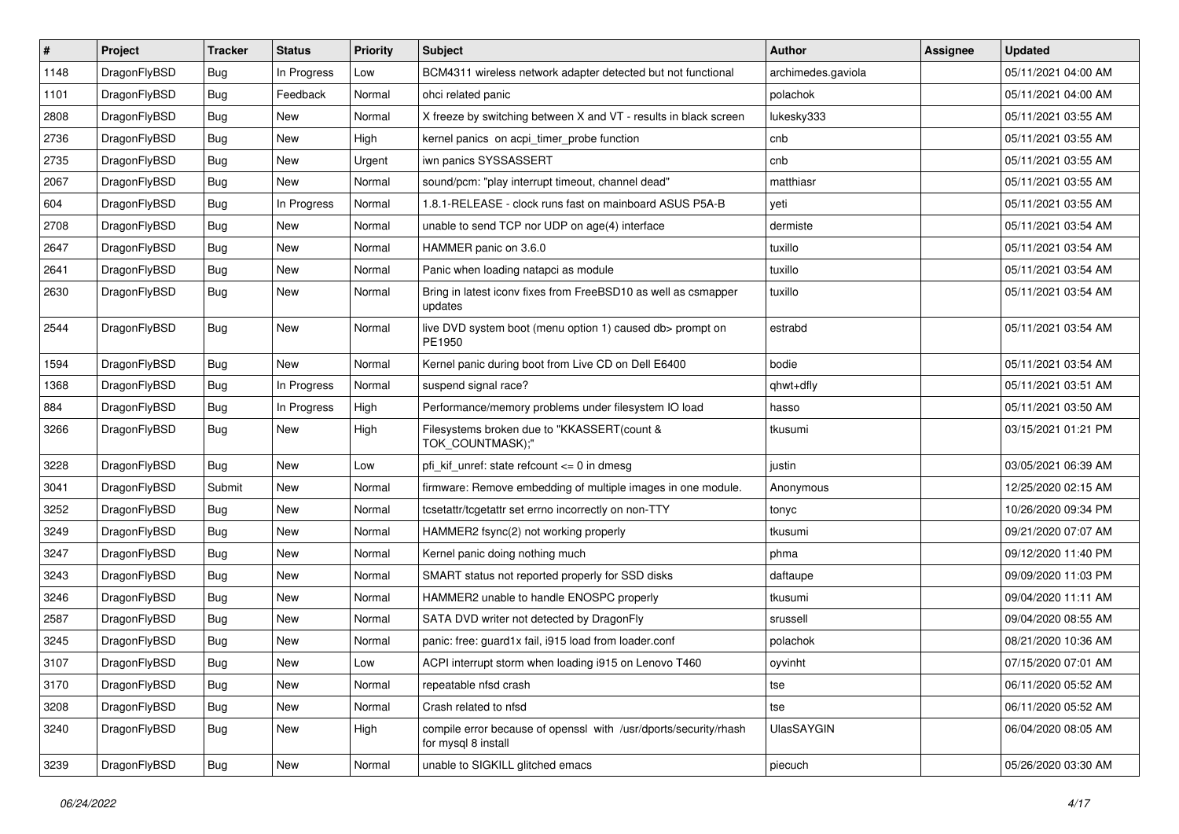| # | Project | Tracker | Status | Priority | Subject | Author | Assignee | Updated |
|---|---|---|---|---|---|---|---|---|
| 1148 | DragonFlyBSD | Bug | In Progress | Low | BCM4311 wireless network adapter detected but not functional | archimedes.gaviola | | 05/11/2021 04:00 AM |
| 1101 | DragonFlyBSD | Bug | Feedback | Normal | ohci related panic | polachok | | 05/11/2021 04:00 AM |
| 2808 | DragonFlyBSD | Bug | New | Normal | X freeze by switching between X and VT - results in black screen | lukesky333 | | 05/11/2021 03:55 AM |
| 2736 | DragonFlyBSD | Bug | New | High | kernel panics on acpi_timer_probe function | cnb | | 05/11/2021 03:55 AM |
| 2735 | DragonFlyBSD | Bug | New | Urgent | iwn panics SYSSASSERT | cnb | | 05/11/2021 03:55 AM |
| 2067 | DragonFlyBSD | Bug | New | Normal | sound/pcm: "play interrupt timeout, channel dead" | matthiasr | | 05/11/2021 03:55 AM |
| 604 | DragonFlyBSD | Bug | In Progress | Normal | 1.8.1-RELEASE - clock runs fast on mainboard ASUS P5A-B | yeti | | 05/11/2021 03:55 AM |
| 2708 | DragonFlyBSD | Bug | New | Normal | unable to send TCP nor UDP on age(4) interface | dermiste | | 05/11/2021 03:54 AM |
| 2647 | DragonFlyBSD | Bug | New | Normal | HAMMER panic on 3.6.0 | tuxillo | | 05/11/2021 03:54 AM |
| 2641 | DragonFlyBSD | Bug | New | Normal | Panic when loading natapci as module | tuxillo | | 05/11/2021 03:54 AM |
| 2630 | DragonFlyBSD | Bug | New | Normal | Bring in latest iconv fixes from FreeBSD10 as well as csmapper updates | tuxillo | | 05/11/2021 03:54 AM |
| 2544 | DragonFlyBSD | Bug | New | Normal | live DVD system boot (menu option 1) caused db> prompt on PE1950 | estrabd | | 05/11/2021 03:54 AM |
| 1594 | DragonFlyBSD | Bug | New | Normal | Kernel panic during boot from Live CD on Dell E6400 | bodie | | 05/11/2021 03:54 AM |
| 1368 | DragonFlyBSD | Bug | In Progress | Normal | suspend signal race? | qhwt+dfly | | 05/11/2021 03:51 AM |
| 884 | DragonFlyBSD | Bug | In Progress | High | Performance/memory problems under filesystem IO load | hasso | | 05/11/2021 03:50 AM |
| 3266 | DragonFlyBSD | Bug | New | High | Filesystems broken due to "KKASSERT(count & TOK_COUNTMASK);" | tkusumi | | 03/15/2021 01:21 PM |
| 3228 | DragonFlyBSD | Bug | New | Low | pfi_kif_unref: state refcount <= 0 in dmesg | justin | | 03/05/2021 06:39 AM |
| 3041 | DragonFlyBSD | Submit | New | Normal | firmware: Remove embedding of multiple images in one module. | Anonymous | | 12/25/2020 02:15 AM |
| 3252 | DragonFlyBSD | Bug | New | Normal | tcsetattr/tcgetattr set errno incorrectly on non-TTY | tonyc | | 10/26/2020 09:34 PM |
| 3249 | DragonFlyBSD | Bug | New | Normal | HAMMER2 fsync(2) not working properly | tkusumi | | 09/21/2020 07:07 AM |
| 3247 | DragonFlyBSD | Bug | New | Normal | Kernel panic doing nothing much | phma | | 09/12/2020 11:40 PM |
| 3243 | DragonFlyBSD | Bug | New | Normal | SMART status not reported properly for SSD disks | daftaupe | | 09/09/2020 11:03 PM |
| 3246 | DragonFlyBSD | Bug | New | Normal | HAMMER2 unable to handle ENOSPC properly | tkusumi | | 09/04/2020 11:11 AM |
| 2587 | DragonFlyBSD | Bug | New | Normal | SATA DVD writer not detected by DragonFly | srussell | | 09/04/2020 08:55 AM |
| 3245 | DragonFlyBSD | Bug | New | Normal | panic: free: guard1x fail, i915 load from loader.conf | polachok | | 08/21/2020 10:36 AM |
| 3107 | DragonFlyBSD | Bug | New | Low | ACPI interrupt storm when loading i915 on Lenovo T460 | oyvinht | | 07/15/2020 07:01 AM |
| 3170 | DragonFlyBSD | Bug | New | Normal | repeatable nfsd crash | tse | | 06/11/2020 05:52 AM |
| 3208 | DragonFlyBSD | Bug | New | Normal | Crash related to nfsd | tse | | 06/11/2020 05:52 AM |
| 3240 | DragonFlyBSD | Bug | New | High | compile error because of openssl with /usr/dports/security/rhash for mysql 8 install | UlasSAYGIN | | 06/04/2020 08:05 AM |
| 3239 | DragonFlyBSD | Bug | New | Normal | unable to SIGKILL glitched emacs | piecuch | | 05/26/2020 03:30 AM |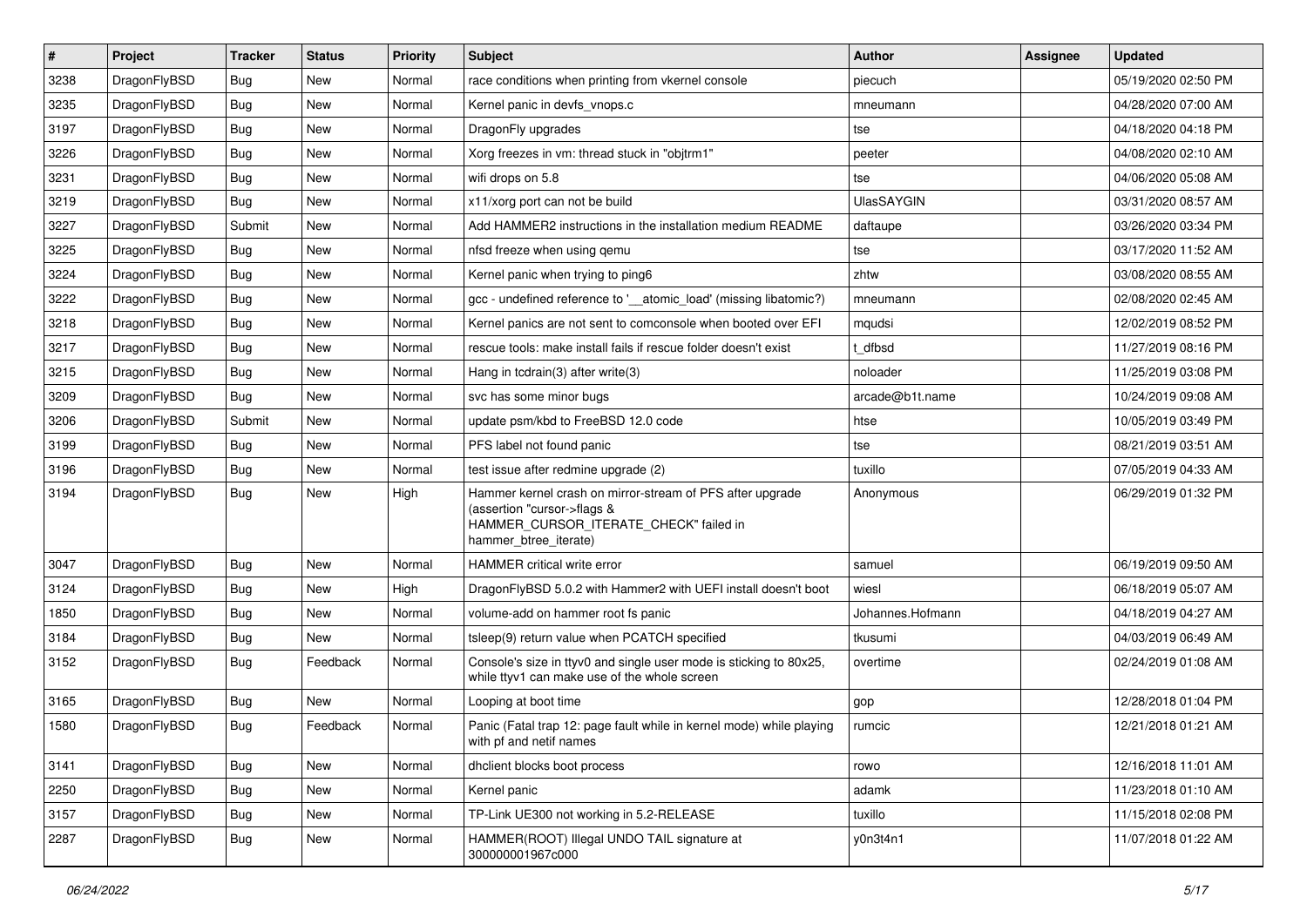| # | Project | Tracker | Status | Priority | Subject | Author | Assignee | Updated |
|---|---|---|---|---|---|---|---|---|
| 3238 | DragonFlyBSD | Bug | New | Normal | race conditions when printing from vkernel console | piecuch | | 05/19/2020 02:50 PM |
| 3235 | DragonFlyBSD | Bug | New | Normal | Kernel panic in devfs_vnops.c | mneumann | | 04/28/2020 07:00 AM |
| 3197 | DragonFlyBSD | Bug | New | Normal | DragonFly upgrades | tse | | 04/18/2020 04:18 PM |
| 3226 | DragonFlyBSD | Bug | New | Normal | Xorg freezes in vm: thread stuck in "objtrm1" | peeter | | 04/08/2020 02:10 AM |
| 3231 | DragonFlyBSD | Bug | New | Normal | wifi drops on 5.8 | tse | | 04/06/2020 05:08 AM |
| 3219 | DragonFlyBSD | Bug | New | Normal | x11/xorg port can not be build | UlasSAYGIN | | 03/31/2020 08:57 AM |
| 3227 | DragonFlyBSD | Submit | New | Normal | Add HAMMER2 instructions in the installation medium README | daftaupe | | 03/26/2020 03:34 PM |
| 3225 | DragonFlyBSD | Bug | New | Normal | nfsd freeze when using qemu | tse | | 03/17/2020 11:52 AM |
| 3224 | DragonFlyBSD | Bug | New | Normal | Kernel panic when trying to ping6 | zhtw | | 03/08/2020 08:55 AM |
| 3222 | DragonFlyBSD | Bug | New | Normal | gcc - undefined reference to '__atomic_load' (missing libatomic?) | mneumann | | 02/08/2020 02:45 AM |
| 3218 | DragonFlyBSD | Bug | New | Normal | Kernel panics are not sent to comconsole when booted over EFI | mqudsi | | 12/02/2019 08:52 PM |
| 3217 | DragonFlyBSD | Bug | New | Normal | rescue tools: make install fails if rescue folder doesn't exist | t_dfbsd | | 11/27/2019 08:16 PM |
| 3215 | DragonFlyBSD | Bug | New | Normal | Hang in tcdrain(3) after write(3) | noloader | | 11/25/2019 03:08 PM |
| 3209 | DragonFlyBSD | Bug | New | Normal | svc has some minor bugs | arcade@b1t.name | | 10/24/2019 09:08 AM |
| 3206 | DragonFlyBSD | Submit | New | Normal | update psm/kbd to FreeBSD 12.0 code | htse | | 10/05/2019 03:49 PM |
| 3199 | DragonFlyBSD | Bug | New | Normal | PFS label not found panic | tse | | 08/21/2019 03:51 AM |
| 3196 | DragonFlyBSD | Bug | New | Normal | test issue after redmine upgrade (2) | tuxillo | | 07/05/2019 04:33 AM |
| 3194 | DragonFlyBSD | Bug | New | High | Hammer kernel crash on mirror-stream of PFS after upgrade (assertion "cursor->flags & HAMMER_CURSOR_ITERATE_CHECK" failed in hammer_btree_iterate) | Anonymous | | 06/29/2019 01:32 PM |
| 3047 | DragonFlyBSD | Bug | New | Normal | HAMMER critical write error | samuel | | 06/19/2019 09:50 AM |
| 3124 | DragonFlyBSD | Bug | New | High | DragonFlyBSD 5.0.2 with Hammer2 with UEFI install doesn't boot | wiesl | | 06/18/2019 05:07 AM |
| 1850 | DragonFlyBSD | Bug | New | Normal | volume-add on hammer root fs panic | Johannes.Hofmann | | 04/18/2019 04:27 AM |
| 3184 | DragonFlyBSD | Bug | New | Normal | tsleep(9) return value when PCATCH specified | tkusumi | | 04/03/2019 06:49 AM |
| 3152 | DragonFlyBSD | Bug | Feedback | Normal | Console's size in ttyv0 and single user mode is sticking to 80x25, while ttyv1 can make use of the whole screen | overtime | | 02/24/2019 01:08 AM |
| 3165 | DragonFlyBSD | Bug | New | Normal | Looping at boot time | gop | | 12/28/2018 01:04 PM |
| 1580 | DragonFlyBSD | Bug | Feedback | Normal | Panic (Fatal trap 12: page fault while in kernel mode) while playing with pf and netif names | rumcic | | 12/21/2018 01:21 AM |
| 3141 | DragonFlyBSD | Bug | New | Normal | dhclient blocks boot process | rowo | | 12/16/2018 11:01 AM |
| 2250 | DragonFlyBSD | Bug | New | Normal | Kernel panic | adamk | | 11/23/2018 01:10 AM |
| 3157 | DragonFlyBSD | Bug | New | Normal | TP-Link UE300 not working in 5.2-RELEASE | tuxillo | | 11/15/2018 02:08 PM |
| 2287 | DragonFlyBSD | Bug | New | Normal | HAMMER(ROOT) Illegal UNDO TAIL signature at 300000001967c000 | y0n3t4n1 | | 11/07/2018 01:22 AM |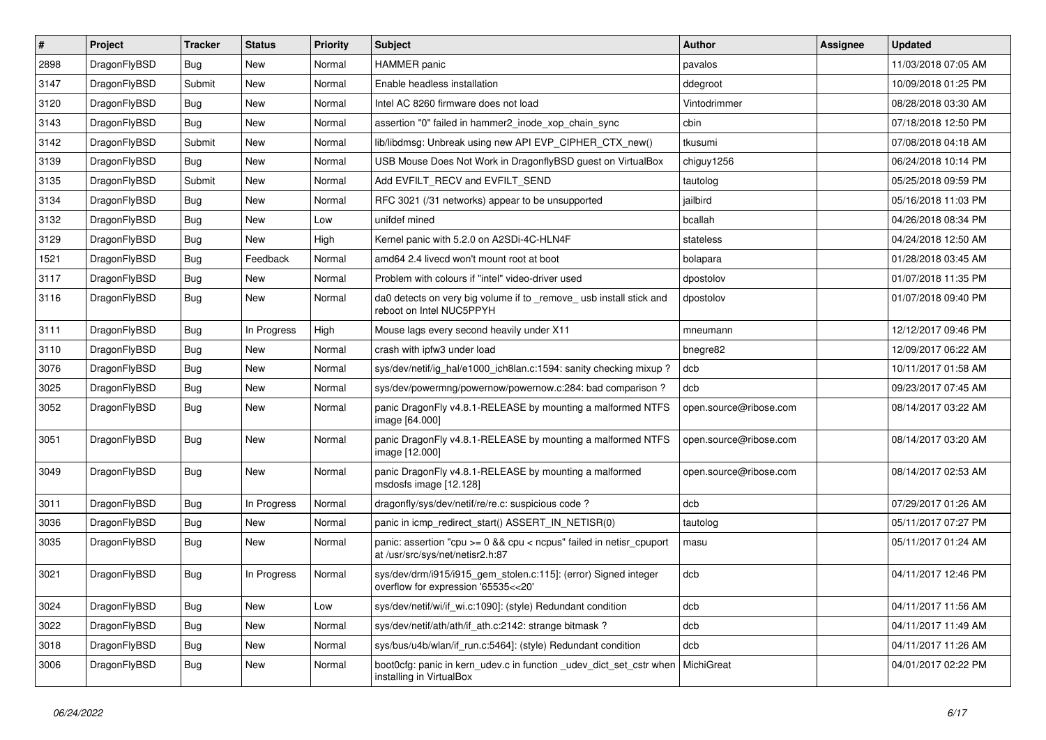| # | Project | Tracker | Status | Priority | Subject | Author | Assignee | Updated |
|---|---|---|---|---|---|---|---|---|
| 2898 | DragonFlyBSD | Bug | New | Normal | HAMMER panic | pavalos | | 11/03/2018 07:05 AM |
| 3147 | DragonFlyBSD | Submit | New | Normal | Enable headless installation | ddegroot | | 10/09/2018 01:25 PM |
| 3120 | DragonFlyBSD | Bug | New | Normal | Intel AC 8260 firmware does not load | Vintodrimmer | | 08/28/2018 03:30 AM |
| 3143 | DragonFlyBSD | Bug | New | Normal | assertion "0" failed in hammer2_inode_xop_chain_sync | cbin | | 07/18/2018 12:50 PM |
| 3142 | DragonFlyBSD | Submit | New | Normal | lib/libdmsg: Unbreak using new API EVP_CIPHER_CTX_new() | tkusumi | | 07/08/2018 04:18 AM |
| 3139 | DragonFlyBSD | Bug | New | Normal | USB Mouse Does Not Work in DragonflyBSD guest on VirtualBox | chiguy1256 | | 06/24/2018 10:14 PM |
| 3135 | DragonFlyBSD | Submit | New | Normal | Add EVFILT_RECV and EVFILT_SEND | tautolog | | 05/25/2018 09:59 PM |
| 3134 | DragonFlyBSD | Bug | New | Normal | RFC 3021 (/31 networks) appear to be unsupported | jailbird | | 05/16/2018 11:03 PM |
| 3132 | DragonFlyBSD | Bug | New | Low | unifdef mined | bcallah | | 04/26/2018 08:34 PM |
| 3129 | DragonFlyBSD | Bug | New | High | Kernel panic with 5.2.0 on A2SDi-4C-HLN4F | stateless | | 04/24/2018 12:50 AM |
| 1521 | DragonFlyBSD | Bug | Feedback | Normal | amd64 2.4 livecd won't mount root at boot | bolapara | | 01/28/2018 03:45 AM |
| 3117 | DragonFlyBSD | Bug | New | Normal | Problem with colours if "intel" video-driver used | dpostolov | | 01/07/2018 11:35 PM |
| 3116 | DragonFlyBSD | Bug | New | Normal | da0 detects on very big volume if to _remove_ usb install stick and reboot on Intel NUC5PPYH | dpostolov | | 01/07/2018 09:40 PM |
| 3111 | DragonFlyBSD | Bug | In Progress | High | Mouse lags every second heavily under X11 | mneumann | | 12/12/2017 09:46 PM |
| 3110 | DragonFlyBSD | Bug | New | Normal | crash with ipfw3 under load | bnegre82 | | 12/09/2017 06:22 AM |
| 3076 | DragonFlyBSD | Bug | New | Normal | sys/dev/netif/ig_hal/e1000_ich8lan.c:1594: sanity checking mixup ? | dcb | | 10/11/2017 01:58 AM |
| 3025 | DragonFlyBSD | Bug | New | Normal | sys/dev/powermng/powernow/powernow.c:284: bad comparison ? | dcb | | 09/23/2017 07:45 AM |
| 3052 | DragonFlyBSD | Bug | New | Normal | panic DragonFly v4.8.1-RELEASE by mounting a malformed NTFS image [64.000] | open.source@ribose.com | | 08/14/2017 03:22 AM |
| 3051 | DragonFlyBSD | Bug | New | Normal | panic DragonFly v4.8.1-RELEASE by mounting a malformed NTFS image [12.000] | open.source@ribose.com | | 08/14/2017 03:20 AM |
| 3049 | DragonFlyBSD | Bug | New | Normal | panic DragonFly v4.8.1-RELEASE by mounting a malformed msdosfs image [12.128] | open.source@ribose.com | | 08/14/2017 02:53 AM |
| 3011 | DragonFlyBSD | Bug | In Progress | Normal | dragonfly/sys/dev/netif/re/re.c: suspicious code ? | dcb | | 07/29/2017 01:26 AM |
| 3036 | DragonFlyBSD | Bug | New | Normal | panic in icmp_redirect_start() ASSERT_IN_NETISR(0) | tautolog | | 05/11/2017 07:27 PM |
| 3035 | DragonFlyBSD | Bug | New | Normal | panic: assertion "cpu >= 0 && cpu < ncpus" failed in netisr_cpuport at /usr/src/sys/net/netisr2.h:87 | masu | | 05/11/2017 01:24 AM |
| 3021 | DragonFlyBSD | Bug | In Progress | Normal | sys/dev/drm/i915/i915_gem_stolen.c:115]: (error) Signed integer overflow for expression '65535<<20' | dcb | | 04/11/2017 12:46 PM |
| 3024 | DragonFlyBSD | Bug | New | Low | sys/dev/netif/wi/if_wi.c:1090]: (style) Redundant condition | dcb | | 04/11/2017 11:56 AM |
| 3022 | DragonFlyBSD | Bug | New | Normal | sys/dev/netif/ath/ath/if_ath.c:2142: strange bitmask ? | dcb | | 04/11/2017 11:49 AM |
| 3018 | DragonFlyBSD | Bug | New | Normal | sys/bus/u4b/wlan/if_run.c:5464]: (style) Redundant condition | dcb | | 04/11/2017 11:26 AM |
| 3006 | DragonFlyBSD | Bug | New | Normal | boot0cfg: panic in kern_udev.c in function _udev_dict_set_cstr when installing in VirtualBox | MichiGreat | | 04/01/2017 02:22 PM |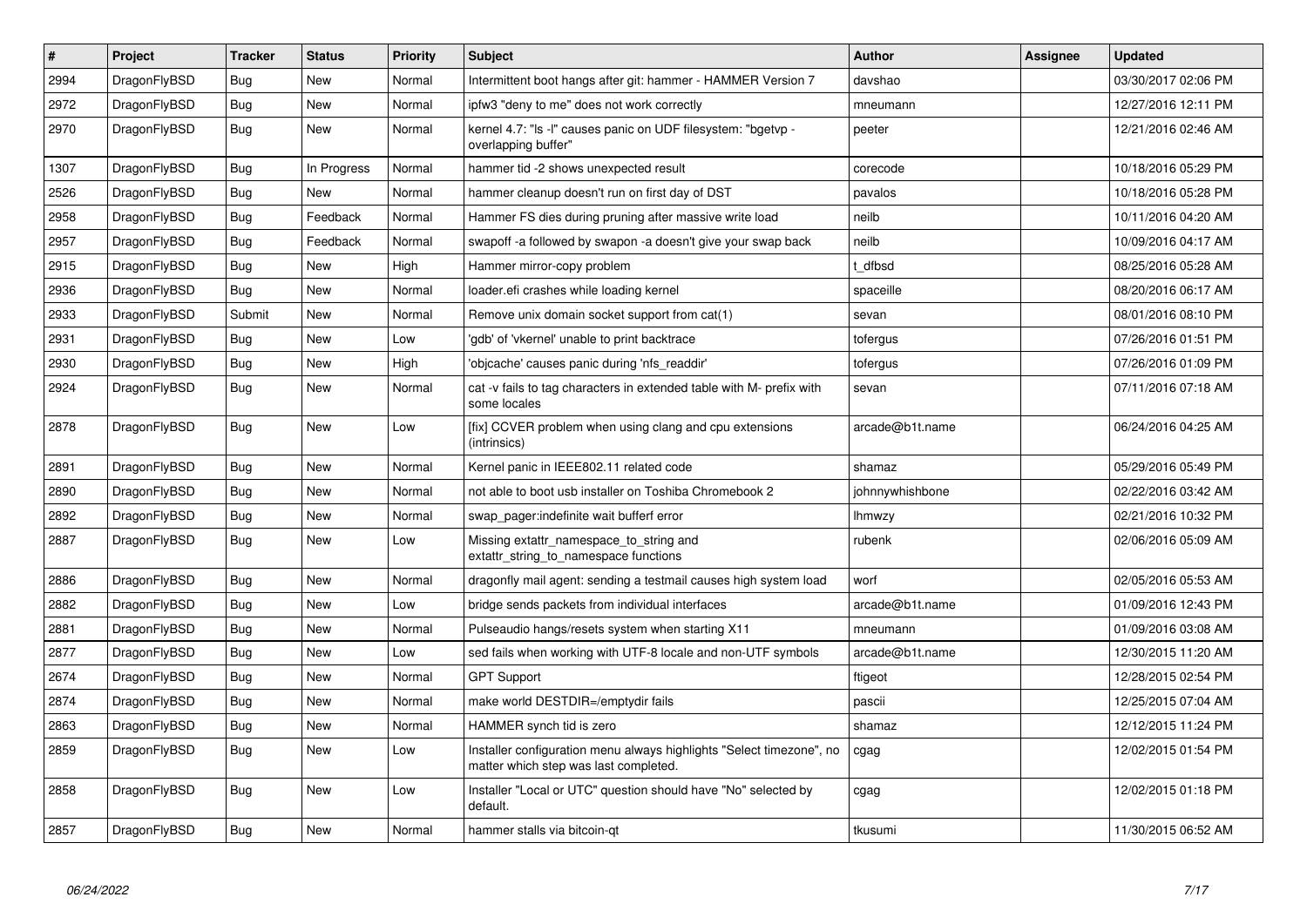| # | Project | Tracker | Status | Priority | Subject | Author | Assignee | Updated |
|---|---|---|---|---|---|---|---|---|
| 2994 | DragonFlyBSD | Bug | New | Normal | Intermittent boot hangs after git: hammer - HAMMER Version 7 | davshao | | 03/30/2017 02:06 PM |
| 2972 | DragonFlyBSD | Bug | New | Normal | ipfw3 "deny to me" does not work correctly | mneumann | | 12/27/2016 12:11 PM |
| 2970 | DragonFlyBSD | Bug | New | Normal | kernel 4.7: "ls -l" causes panic on UDF filesystem: "bgetvp - overlapping buffer" | peeter | | 12/21/2016 02:46 AM |
| 1307 | DragonFlyBSD | Bug | In Progress | Normal | hammer tid -2 shows unexpected result | corecode | | 10/18/2016 05:29 PM |
| 2526 | DragonFlyBSD | Bug | New | Normal | hammer cleanup doesn't run on first day of DST | pavalos | | 10/18/2016 05:28 PM |
| 2958 | DragonFlyBSD | Bug | Feedback | Normal | Hammer FS dies during pruning after massive write load | neilb | | 10/11/2016 04:20 AM |
| 2957 | DragonFlyBSD | Bug | Feedback | Normal | swapoff -a followed by swapon -a doesn't give your swap back | neilb | | 10/09/2016 04:17 AM |
| 2915 | DragonFlyBSD | Bug | New | High | Hammer mirror-copy problem | t_dfbsd | | 08/25/2016 05:28 AM |
| 2936 | DragonFlyBSD | Bug | New | Normal | loader.efi crashes while loading kernel | spaceille | | 08/20/2016 06:17 AM |
| 2933 | DragonFlyBSD | Submit | New | Normal | Remove unix domain socket support from cat(1) | sevan | | 08/01/2016 08:10 PM |
| 2931 | DragonFlyBSD | Bug | New | Low | 'gdb' of 'vkernel' unable to print backtrace | tofergus | | 07/26/2016 01:51 PM |
| 2930 | DragonFlyBSD | Bug | New | High | 'objcache' causes panic during 'nfs_readdir' | tofergus | | 07/26/2016 01:09 PM |
| 2924 | DragonFlyBSD | Bug | New | Normal | cat -v fails to tag characters in extended table with M- prefix with some locales | sevan | | 07/11/2016 07:18 AM |
| 2878 | DragonFlyBSD | Bug | New | Low | [fix] CCVER problem when using clang and cpu extensions (intrinsics) | arcade@b1t.name | | 06/24/2016 04:25 AM |
| 2891 | DragonFlyBSD | Bug | New | Normal | Kernel panic in IEEE802.11 related code | shamaz | | 05/29/2016 05:49 PM |
| 2890 | DragonFlyBSD | Bug | New | Normal | not able to boot usb installer on Toshiba Chromebook 2 | johnnywhishbone | | 02/22/2016 03:42 AM |
| 2892 | DragonFlyBSD | Bug | New | Normal | swap_pager:indefinite wait bufferf error | lhmwzy | | 02/21/2016 10:32 PM |
| 2887 | DragonFlyBSD | Bug | New | Low | Missing extattr_namespace_to_string and extattr_string_to_namespace functions | rubenk | | 02/06/2016 05:09 AM |
| 2886 | DragonFlyBSD | Bug | New | Normal | dragonfly mail agent: sending a testmail causes high system load | worf | | 02/05/2016 05:53 AM |
| 2882 | DragonFlyBSD | Bug | New | Low | bridge sends packets from individual interfaces | arcade@b1t.name | | 01/09/2016 12:43 PM |
| 2881 | DragonFlyBSD | Bug | New | Normal | Pulseaudio hangs/resets system when starting X11 | mneumann | | 01/09/2016 03:08 AM |
| 2877 | DragonFlyBSD | Bug | New | Low | sed fails when working with UTF-8 locale and non-UTF symbols | arcade@b1t.name | | 12/30/2015 11:20 AM |
| 2674 | DragonFlyBSD | Bug | New | Normal | GPT Support | ftigeot | | 12/28/2015 02:54 PM |
| 2874 | DragonFlyBSD | Bug | New | Normal | make world DESTDIR=/emptydir fails | pascii | | 12/25/2015 07:04 AM |
| 2863 | DragonFlyBSD | Bug | New | Normal | HAMMER synch tid is zero | shamaz | | 12/12/2015 11:24 PM |
| 2859 | DragonFlyBSD | Bug | New | Low | Installer configuration menu always highlights "Select timezone", no matter which step was last completed. | cgag | | 12/02/2015 01:54 PM |
| 2858 | DragonFlyBSD | Bug | New | Low | Installer "Local or UTC" question should have "No" selected by default. | cgag | | 12/02/2015 01:18 PM |
| 2857 | DragonFlyBSD | Bug | New | Normal | hammer stalls via bitcoin-qt | tkusumi | | 11/30/2015 06:52 AM |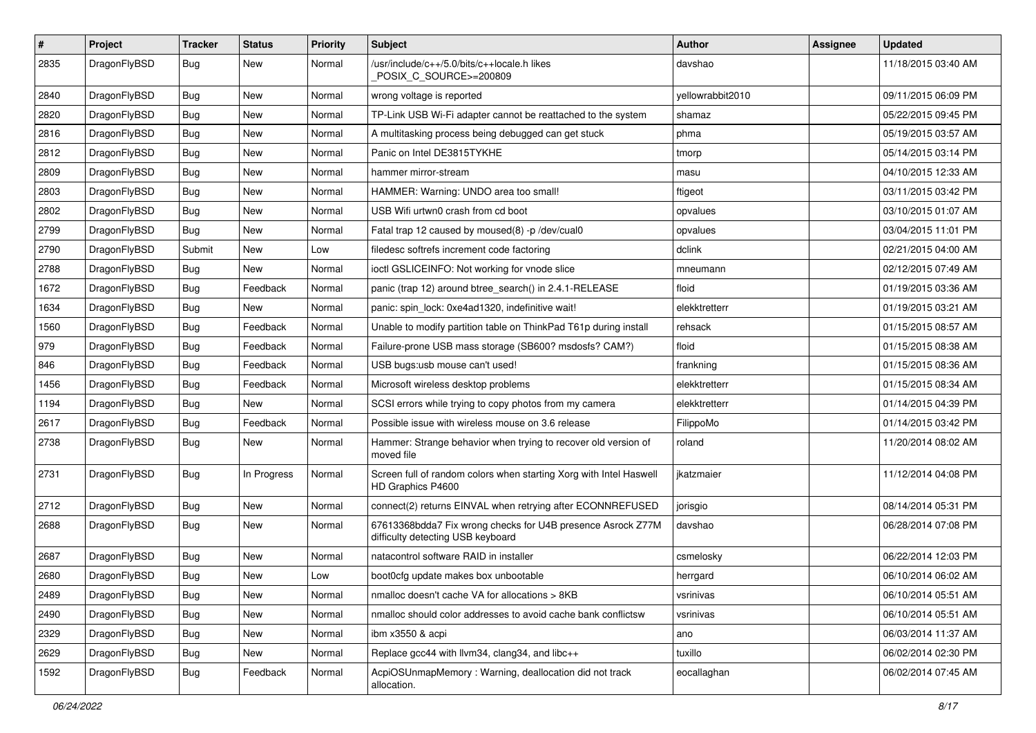| # | Project | Tracker | Status | Priority | Subject | Author | Assignee | Updated |
|---|---|---|---|---|---|---|---|---|
| 2835 | DragonFlyBSD | Bug | New | Normal | /usr/include/c++/5.0/bits/c++locale.h likes _POSIX_C_SOURCE>=200809 | davshao | | 11/18/2015 03:40 AM |
| 2840 | DragonFlyBSD | Bug | New | Normal | wrong voltage is reported | yellowrabbit2010 | | 09/11/2015 06:09 PM |
| 2820 | DragonFlyBSD | Bug | New | Normal | TP-Link USB Wi-Fi adapter cannot be reattached to the system | shamaz | | 05/22/2015 09:45 PM |
| 2816 | DragonFlyBSD | Bug | New | Normal | A multitasking process being debugged can get stuck | phma | | 05/19/2015 03:57 AM |
| 2812 | DragonFlyBSD | Bug | New | Normal | Panic on Intel DE3815TYKHE | tmorp | | 05/14/2015 03:14 PM |
| 2809 | DragonFlyBSD | Bug | New | Normal | hammer mirror-stream | masu | | 04/10/2015 12:33 AM |
| 2803 | DragonFlyBSD | Bug | New | Normal | HAMMER: Warning: UNDO area too small! | ftigeot | | 03/11/2015 03:42 PM |
| 2802 | DragonFlyBSD | Bug | New | Normal | USB Wifi urtwn0 crash from cd boot | opvalues | | 03/10/2015 01:07 AM |
| 2799 | DragonFlyBSD | Bug | New | Normal | Fatal trap 12 caused by moused(8) -p /dev/cual0 | opvalues | | 03/04/2015 11:01 PM |
| 2790 | DragonFlyBSD | Submit | New | Low | filedesc softrefs increment code factoring | dclink | | 02/21/2015 04:00 AM |
| 2788 | DragonFlyBSD | Bug | New | Normal | ioctl GSLICEINFO: Not working for vnode slice | mneumann | | 02/12/2015 07:49 AM |
| 1672 | DragonFlyBSD | Bug | Feedback | Normal | panic (trap 12) around btree_search() in 2.4.1-RELEASE | floid | | 01/19/2015 03:36 AM |
| 1634 | DragonFlyBSD | Bug | New | Normal | panic: spin_lock: 0xe4ad1320, indefinitive wait! | elekktretterr | | 01/19/2015 03:21 AM |
| 1560 | DragonFlyBSD | Bug | Feedback | Normal | Unable to modify partition table on ThinkPad T61p during install | rehsack | | 01/15/2015 08:57 AM |
| 979 | DragonFlyBSD | Bug | Feedback | Normal | Failure-prone USB mass storage (SB600? msdosfs? CAM?) | floid | | 01/15/2015 08:38 AM |
| 846 | DragonFlyBSD | Bug | Feedback | Normal | USB bugs:usb mouse can't used! | frankning | | 01/15/2015 08:36 AM |
| 1456 | DragonFlyBSD | Bug | Feedback | Normal | Microsoft wireless desktop problems | elekktretterr | | 01/15/2015 08:34 AM |
| 1194 | DragonFlyBSD | Bug | New | Normal | SCSI errors while trying to copy photos from my camera | elekktretterr | | 01/14/2015 04:39 PM |
| 2617 | DragonFlyBSD | Bug | Feedback | Normal | Possible issue with wireless mouse on 3.6 release | FilippoMo | | 01/14/2015 03:42 PM |
| 2738 | DragonFlyBSD | Bug | New | Normal | Hammer: Strange behavior when trying to recover old version of moved file | roland | | 11/20/2014 08:02 AM |
| 2731 | DragonFlyBSD | Bug | In Progress | Normal | Screen full of random colors when starting Xorg with Intel Haswell HD Graphics P4600 | jkatzmaier | | 11/12/2014 04:08 PM |
| 2712 | DragonFlyBSD | Bug | New | Normal | connect(2) returns EINVAL when retrying after ECONNREFUSED | jorisgio | | 08/14/2014 05:31 PM |
| 2688 | DragonFlyBSD | Bug | New | Normal | 67613368bdda7 Fix wrong checks for U4B presence Asrock Z77M difficulty detecting USB keyboard | davshao | | 06/28/2014 07:08 PM |
| 2687 | DragonFlyBSD | Bug | New | Normal | natacontrol software RAID in installer | csmelosky | | 06/22/2014 12:03 PM |
| 2680 | DragonFlyBSD | Bug | New | Low | boot0cfg update makes box unbootable | herrgard | | 06/10/2014 06:02 AM |
| 2489 | DragonFlyBSD | Bug | New | Normal | nmalloc doesn't cache VA for allocations > 8KB | vsrinivas | | 06/10/2014 05:51 AM |
| 2490 | DragonFlyBSD | Bug | New | Normal | nmalloc should color addresses to avoid cache bank conflictsw | vsrinivas | | 06/10/2014 05:51 AM |
| 2329 | DragonFlyBSD | Bug | New | Normal | ibm x3550 & acpi | ano | | 06/03/2014 11:37 AM |
| 2629 | DragonFlyBSD | Bug | New | Normal | Replace gcc44 with llvm34, clang34, and libc++ | tuxillo | | 06/02/2014 02:30 PM |
| 1592 | DragonFlyBSD | Bug | Feedback | Normal | AcpiOSUnmapMemory : Warning, deallocation did not track allocation. | eocallaghan | | 06/02/2014 07:45 AM |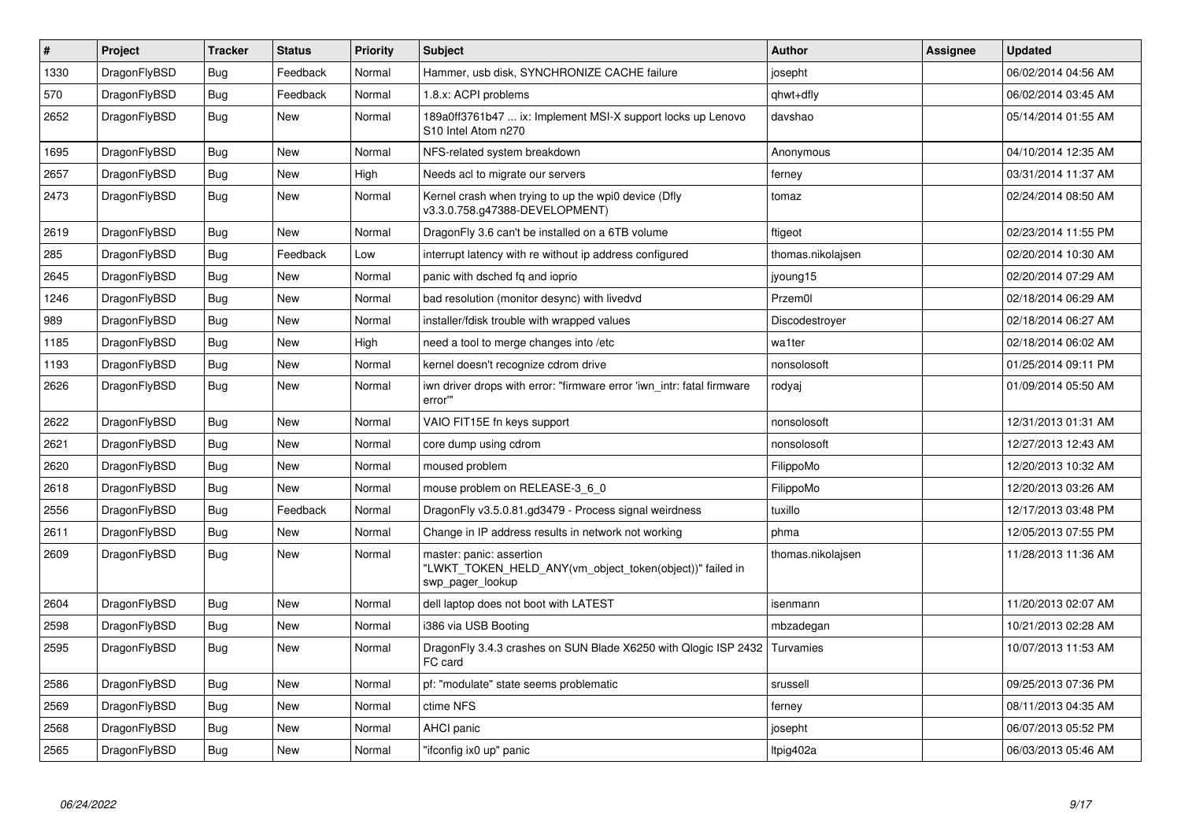| # | Project | Tracker | Status | Priority | Subject | Author | Assignee | Updated |
|---|---|---|---|---|---|---|---|---|
| 1330 | DragonFlyBSD | Bug | Feedback | Normal | Hammer, usb disk, SYNCHRONIZE CACHE failure | josepht | | 06/02/2014 04:56 AM |
| 570 | DragonFlyBSD | Bug | Feedback | Normal | 1.8.x: ACPI problems | qhwt+dfly | | 06/02/2014 03:45 AM |
| 2652 | DragonFlyBSD | Bug | New | Normal | 189a0ff3761b47 ... ix: Implement MSI-X support locks up Lenovo S10 Intel Atom n270 | davshao | | 05/14/2014 01:55 AM |
| 1695 | DragonFlyBSD | Bug | New | Normal | NFS-related system breakdown | Anonymous | | 04/10/2014 12:35 AM |
| 2657 | DragonFlyBSD | Bug | New | High | Needs acl to migrate our servers | ferney | | 03/31/2014 11:37 AM |
| 2473 | DragonFlyBSD | Bug | New | Normal | Kernel crash when trying to up the wpi0 device (Dfly v3.3.0.758.g47388-DEVELOPMENT) | tomaz | | 02/24/2014 08:50 AM |
| 2619 | DragonFlyBSD | Bug | New | Normal | DragonFly 3.6 can't be installed on a 6TB volume | ftigeot | | 02/23/2014 11:55 PM |
| 285 | DragonFlyBSD | Bug | Feedback | Low | interrupt latency with re without ip address configured | thomas.nikolajsen | | 02/20/2014 10:30 AM |
| 2645 | DragonFlyBSD | Bug | New | Normal | panic with dsched fq and ioprio | jyoung15 | | 02/20/2014 07:29 AM |
| 1246 | DragonFlyBSD | Bug | New | Normal | bad resolution (monitor desync) with livedvd | Przem0l | | 02/18/2014 06:29 AM |
| 989 | DragonFlyBSD | Bug | New | Normal | installer/fdisk trouble with wrapped values | Discodestroyer | | 02/18/2014 06:27 AM |
| 1185 | DragonFlyBSD | Bug | New | High | need a tool to merge changes into /etc | wa1ter | | 02/18/2014 06:02 AM |
| 1193 | DragonFlyBSD | Bug | New | Normal | kernel doesn't recognize cdrom drive | nonsolosoft | | 01/25/2014 09:11 PM |
| 2626 | DragonFlyBSD | Bug | New | Normal | iwn driver drops with error: "firmware error 'iwn_intr: fatal firmware error'" | rodyaj | | 01/09/2014 05:50 AM |
| 2622 | DragonFlyBSD | Bug | New | Normal | VAIO FIT15E fn keys support | nonsolosoft | | 12/31/2013 01:31 AM |
| 2621 | DragonFlyBSD | Bug | New | Normal | core dump using cdrom | nonsolosoft | | 12/27/2013 12:43 AM |
| 2620 | DragonFlyBSD | Bug | New | Normal | moused problem | FilippoMo | | 12/20/2013 10:32 AM |
| 2618 | DragonFlyBSD | Bug | New | Normal | mouse problem on RELEASE-3_6_0 | FilippoMo | | 12/20/2013 03:26 AM |
| 2556 | DragonFlyBSD | Bug | Feedback | Normal | DragonFly v3.5.0.81.gd3479 - Process signal weirdness | tuxillo | | 12/17/2013 03:48 PM |
| 2611 | DragonFlyBSD | Bug | New | Normal | Change in IP address results in network not working | phma | | 12/05/2013 07:55 PM |
| 2609 | DragonFlyBSD | Bug | New | Normal | master: panic: assertion "LWKT_TOKEN_HELD_ANY(vm_object_token(object))" failed in swp_pager_lookup | thomas.nikolajsen | | 11/28/2013 11:36 AM |
| 2604 | DragonFlyBSD | Bug | New | Normal | dell laptop does not boot with LATEST | isenmann | | 11/20/2013 02:07 AM |
| 2598 | DragonFlyBSD | Bug | New | Normal | i386 via USB Booting | mbzadegan | | 10/21/2013 02:28 AM |
| 2595 | DragonFlyBSD | Bug | New | Normal | DragonFly 3.4.3 crashes on SUN Blade X6250 with Qlogic ISP 2432 FC card | Turvamies | | 10/07/2013 11:53 AM |
| 2586 | DragonFlyBSD | Bug | New | Normal | pf: "modulate" state seems problematic | srussell | | 09/25/2013 07:36 PM |
| 2569 | DragonFlyBSD | Bug | New | Normal | ctime NFS | ferney | | 08/11/2013 04:35 AM |
| 2568 | DragonFlyBSD | Bug | New | Normal | AHCI panic | josepht | | 06/07/2013 05:52 PM |
| 2565 | DragonFlyBSD | Bug | New | Normal | "ifconfig ix0 up" panic | ltpig402a | | 06/03/2013 05:46 AM |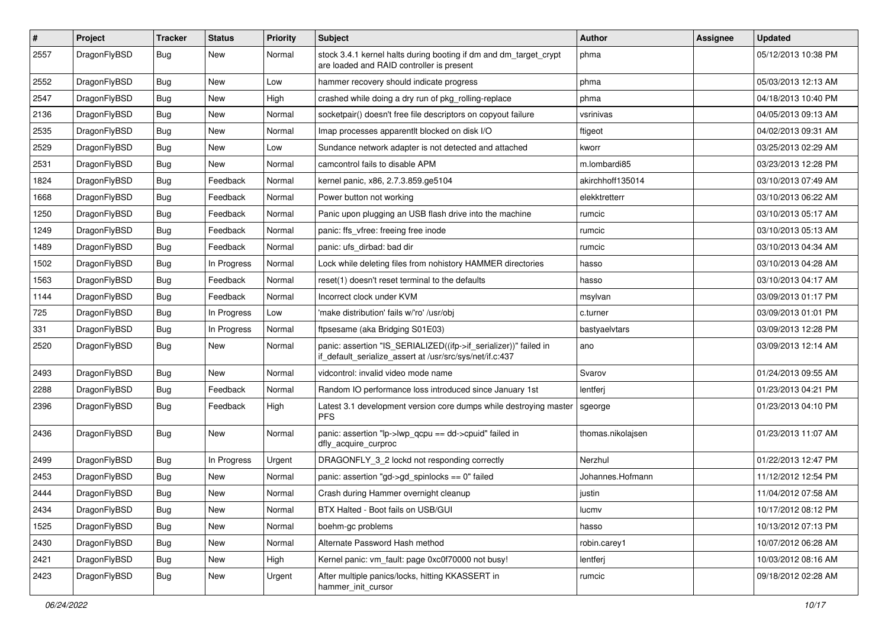| # | Project | Tracker | Status | Priority | Subject | Author | Assignee | Updated |
|---|---|---|---|---|---|---|---|---|
| 2557 | DragonFlyBSD | Bug | New | Normal | stock 3.4.1 kernel halts during booting if dm and dm_target_crypt are loaded and RAID controller is present | phma | | 05/12/2013 10:38 PM |
| 2552 | DragonFlyBSD | Bug | New | Low | hammer recovery should indicate progress | phma | | 05/03/2013 12:13 AM |
| 2547 | DragonFlyBSD | Bug | New | High | crashed while doing a dry run of pkg_rolling-replace | phma | | 04/18/2013 10:40 PM |
| 2136 | DragonFlyBSD | Bug | New | Normal | socketpair() doesn't free file descriptors on copyout failure | vsrinivas | | 04/05/2013 09:13 AM |
| 2535 | DragonFlyBSD | Bug | New | Normal | Imap processes apparentlt blocked on disk I/O | ftigeot | | 04/02/2013 09:31 AM |
| 2529 | DragonFlyBSD | Bug | New | Low | Sundance network adapter is not detected and attached | kworr | | 03/25/2013 02:29 AM |
| 2531 | DragonFlyBSD | Bug | New | Normal | camcontrol fails to disable APM | m.lombardi85 | | 03/23/2013 12:28 PM |
| 1824 | DragonFlyBSD | Bug | Feedback | Normal | kernel panic, x86, 2.7.3.859.ge5104 | akirchhoff135014 | | 03/10/2013 07:49 AM |
| 1668 | DragonFlyBSD | Bug | Feedback | Normal | Power button not working | elekktretterr | | 03/10/2013 06:22 AM |
| 1250 | DragonFlyBSD | Bug | Feedback | Normal | Panic upon plugging an USB flash drive into the machine | rumcic | | 03/10/2013 05:17 AM |
| 1249 | DragonFlyBSD | Bug | Feedback | Normal | panic: ffs_vfree: freeing free inode | rumcic | | 03/10/2013 05:13 AM |
| 1489 | DragonFlyBSD | Bug | Feedback | Normal | panic: ufs_dirbad: bad dir | rumcic | | 03/10/2013 04:34 AM |
| 1502 | DragonFlyBSD | Bug | In Progress | Normal | Lock while deleting files from nohistory HAMMER directories | hasso | | 03/10/2013 04:28 AM |
| 1563 | DragonFlyBSD | Bug | Feedback | Normal | reset(1) doesn't reset terminal to the defaults | hasso | | 03/10/2013 04:17 AM |
| 1144 | DragonFlyBSD | Bug | Feedback | Normal | Incorrect clock under KVM | msylvan | | 03/09/2013 01:17 PM |
| 725 | DragonFlyBSD | Bug | In Progress | Low | 'make distribution' fails w/'ro' /usr/obj | c.turner | | 03/09/2013 01:01 PM |
| 331 | DragonFlyBSD | Bug | In Progress | Normal | ftpsesame (aka Bridging S01E03) | bastyaelvtars | | 03/09/2013 12:28 PM |
| 2520 | DragonFlyBSD | Bug | New | Normal | panic: assertion "IS_SERIALIZED((ifp->if_serializer))" failed in if_default_serialize_assert at /usr/src/sys/net/if.c:437 | ano | | 03/09/2013 12:14 AM |
| 2493 | DragonFlyBSD | Bug | New | Normal | vidcontrol: invalid video mode name | Svarov | | 01/24/2013 09:55 AM |
| 2288 | DragonFlyBSD | Bug | Feedback | Normal | Random IO performance loss introduced since January 1st | lentferj | | 01/23/2013 04:21 PM |
| 2396 | DragonFlyBSD | Bug | Feedback | High | Latest 3.1 development version core dumps while destroying master PFS | sgeorge | | 01/23/2013 04:10 PM |
| 2436 | DragonFlyBSD | Bug | New | Normal | panic: assertion "lp->lwp_qcpu == dd->cpuid" failed in dfly_acquire_curproc | thomas.nikolajsen | | 01/23/2013 11:07 AM |
| 2499 | DragonFlyBSD | Bug | In Progress | Urgent | DRAGONFLY_3_2 lockd not responding correctly | Nerzhul | | 01/22/2013 12:47 PM |
| 2453 | DragonFlyBSD | Bug | New | Normal | panic: assertion "gd->gd_spinlocks == 0" failed | Johannes.Hofmann | | 11/12/2012 12:54 PM |
| 2444 | DragonFlyBSD | Bug | New | Normal | Crash during Hammer overnight cleanup | justin | | 11/04/2012 07:58 AM |
| 2434 | DragonFlyBSD | Bug | New | Normal | BTX Halted - Boot fails on USB/GUI | lucmv | | 10/17/2012 08:12 PM |
| 1525 | DragonFlyBSD | Bug | New | Normal | boehm-gc problems | hasso | | 10/13/2012 07:13 PM |
| 2430 | DragonFlyBSD | Bug | New | Normal | Alternate Password Hash method | robin.carey1 | | 10/07/2012 06:28 AM |
| 2421 | DragonFlyBSD | Bug | New | High | Kernel panic: vm_fault: page 0xc0f70000 not busy! | lentferj | | 10/03/2012 08:16 AM |
| 2423 | DragonFlyBSD | Bug | New | Urgent | After multiple panics/locks, hitting KKASSERT in hammer_init_cursor | rumcic | | 09/18/2012 02:28 AM |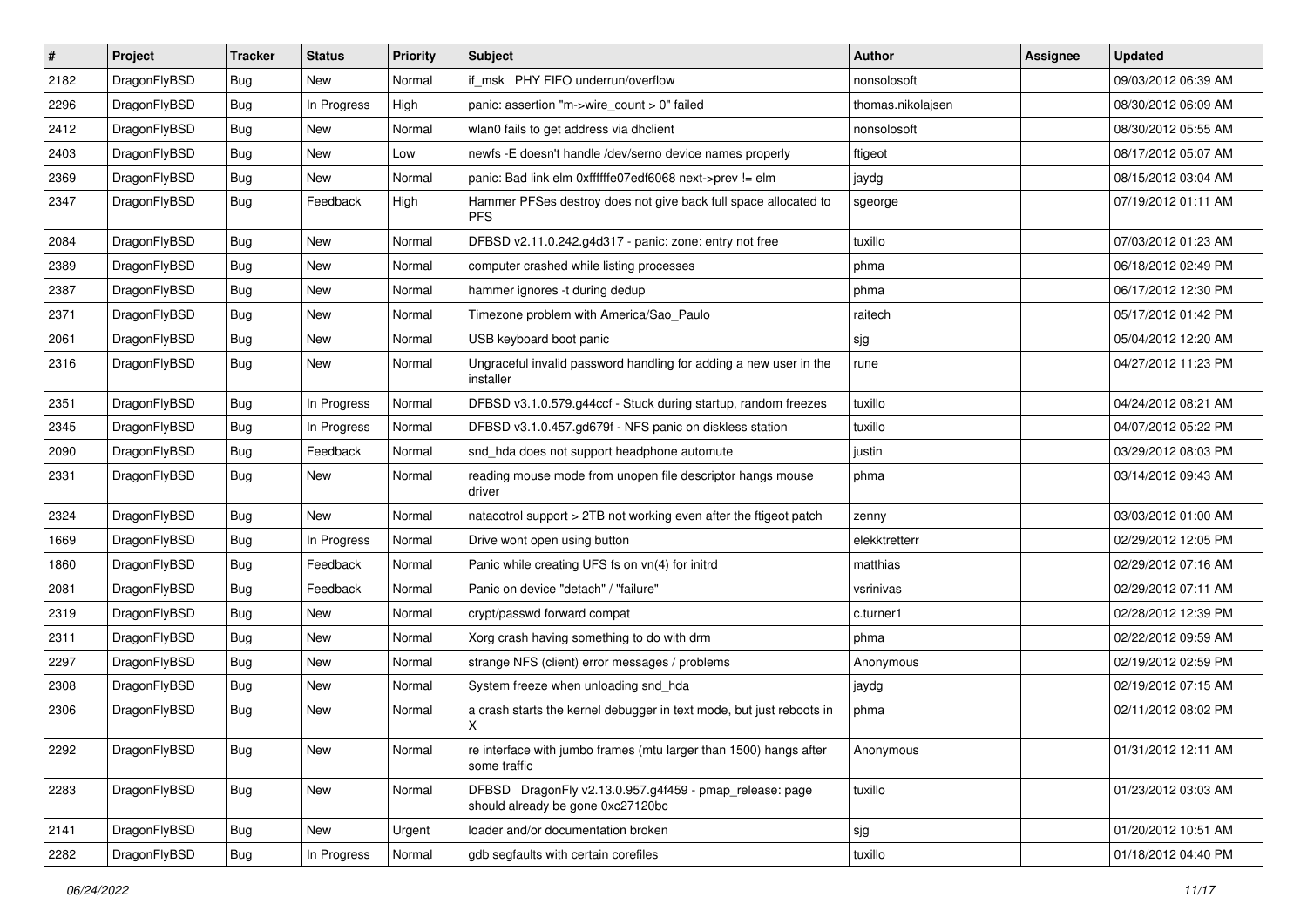| # | Project | Tracker | Status | Priority | Subject | Author | Assignee | Updated |
|---|---|---|---|---|---|---|---|---|
| 2182 | DragonFlyBSD | Bug | New | Normal | if_msk PHY FIFO underrun/overflow | nonsolosoft | | 09/03/2012 06:39 AM |
| 2296 | DragonFlyBSD | Bug | In Progress | High | panic: assertion "m->wire_count > 0" failed | thomas.nikolajsen | | 08/30/2012 06:09 AM |
| 2412 | DragonFlyBSD | Bug | New | Normal | wlan0 fails to get address via dhclient | nonsolosoft | | 08/30/2012 05:55 AM |
| 2403 | DragonFlyBSD | Bug | New | Low | newfs -E doesn't handle /dev/serno device names properly | ftigeot | | 08/17/2012 05:07 AM |
| 2369 | DragonFlyBSD | Bug | New | Normal | panic: Bad link elm 0xffffffe07edf6068 next->prev != elm | jaydg | | 08/15/2012 03:04 AM |
| 2347 | DragonFlyBSD | Bug | Feedback | High | Hammer PFSes destroy does not give back full space allocated to PFS | sgeorge | | 07/19/2012 01:11 AM |
| 2084 | DragonFlyBSD | Bug | New | Normal | DFBSD v2.11.0.242.g4d317 - panic: zone: entry not free | tuxillo | | 07/03/2012 01:23 AM |
| 2389 | DragonFlyBSD | Bug | New | Normal | computer crashed while listing processes | phma | | 06/18/2012 02:49 PM |
| 2387 | DragonFlyBSD | Bug | New | Normal | hammer ignores -t during dedup | phma | | 06/17/2012 12:30 PM |
| 2371 | DragonFlyBSD | Bug | New | Normal | Timezone problem with America/Sao_Paulo | raitech | | 05/17/2012 01:42 PM |
| 2061 | DragonFlyBSD | Bug | New | Normal | USB keyboard boot panic | sjg | | 05/04/2012 12:20 AM |
| 2316 | DragonFlyBSD | Bug | New | Normal | Ungraceful invalid password handling for adding a new user in the installer | rune | | 04/27/2012 11:23 PM |
| 2351 | DragonFlyBSD | Bug | In Progress | Normal | DFBSD v3.1.0.579.g44ccf - Stuck during startup, random freezes | tuxillo | | 04/24/2012 08:21 AM |
| 2345 | DragonFlyBSD | Bug | In Progress | Normal | DFBSD v3.1.0.457.gd679f - NFS panic on diskless station | tuxillo | | 04/07/2012 05:22 PM |
| 2090 | DragonFlyBSD | Bug | Feedback | Normal | snd_hda does not support headphone automute | justin | | 03/29/2012 08:03 PM |
| 2331 | DragonFlyBSD | Bug | New | Normal | reading mouse mode from unopen file descriptor hangs mouse driver | phma | | 03/14/2012 09:43 AM |
| 2324 | DragonFlyBSD | Bug | New | Normal | natacotrol support > 2TB not working even after the ftigeot patch | zenny | | 03/03/2012 01:00 AM |
| 1669 | DragonFlyBSD | Bug | In Progress | Normal | Drive wont open using button | elekktretterr | | 02/29/2012 12:05 PM |
| 1860 | DragonFlyBSD | Bug | Feedback | Normal | Panic while creating UFS fs on vn(4) for initrd | matthias | | 02/29/2012 07:16 AM |
| 2081 | DragonFlyBSD | Bug | Feedback | Normal | Panic on device "detach" / "failure" | vsrinivas | | 02/29/2012 07:11 AM |
| 2319 | DragonFlyBSD | Bug | New | Normal | crypt/passwd forward compat | c.turner1 | | 02/28/2012 12:39 PM |
| 2311 | DragonFlyBSD | Bug | New | Normal | Xorg crash having something to do with drm | phma | | 02/22/2012 09:59 AM |
| 2297 | DragonFlyBSD | Bug | New | Normal | strange NFS (client) error messages / problems | Anonymous | | 02/19/2012 02:59 PM |
| 2308 | DragonFlyBSD | Bug | New | Normal | System freeze when unloading snd_hda | jaydg | | 02/19/2012 07:15 AM |
| 2306 | DragonFlyBSD | Bug | New | Normal | a crash starts the kernel debugger in text mode, but just reboots in X | phma | | 02/11/2012 08:02 PM |
| 2292 | DragonFlyBSD | Bug | New | Normal | re interface with jumbo frames (mtu larger than 1500) hangs after some traffic | Anonymous | | 01/31/2012 12:11 AM |
| 2283 | DragonFlyBSD | Bug | New | Normal | DFBSD DragonFly v2.13.0.957.g4f459 - pmap_release: page should already be gone 0xc27120bc | tuxillo | | 01/23/2012 03:03 AM |
| 2141 | DragonFlyBSD | Bug | New | Urgent | loader and/or documentation broken | sjg | | 01/20/2012 10:51 AM |
| 2282 | DragonFlyBSD | Bug | In Progress | Normal | gdb segfaults with certain corefiles | tuxillo | | 01/18/2012 04:40 PM |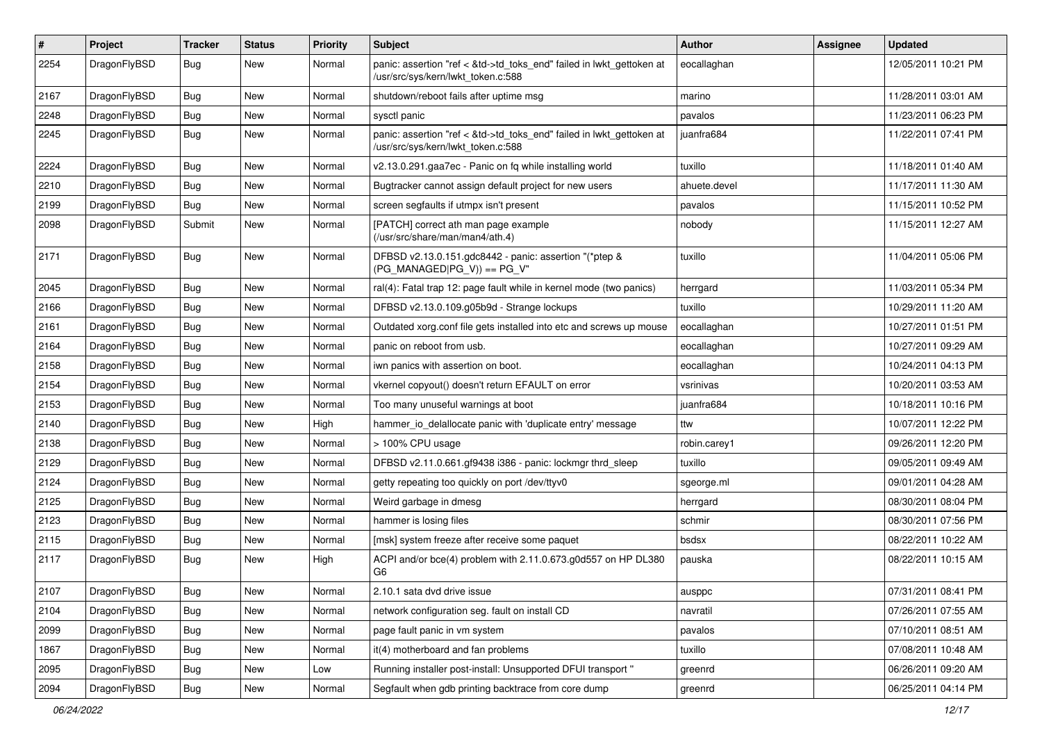| # | Project | Tracker | Status | Priority | Subject | Author | Assignee | Updated |
|---|---|---|---|---|---|---|---|---|
| 2254 | DragonFlyBSD | Bug | New | Normal | panic: assertion "ref < &td->td_toks_end" failed in lwkt_gettoken at /usr/src/sys/kern/lwkt_token.c:588 | eocallaghan | | 12/05/2011 10:21 PM |
| 2167 | DragonFlyBSD | Bug | New | Normal | shutdown/reboot fails after uptime msg | marino | | 11/28/2011 03:01 AM |
| 2248 | DragonFlyBSD | Bug | New | Normal | sysctl panic | pavalos | | 11/23/2011 06:23 PM |
| 2245 | DragonFlyBSD | Bug | New | Normal | panic: assertion "ref < &td->td_toks_end" failed in lwkt_gettoken at /usr/src/sys/kern/lwkt_token.c:588 | juanfra684 | | 11/22/2011 07:41 PM |
| 2224 | DragonFlyBSD | Bug | New | Normal | v2.13.0.291.gaa7ec - Panic on fq while installing world | tuxillo | | 11/18/2011 01:40 AM |
| 2210 | DragonFlyBSD | Bug | New | Normal | Bugtracker cannot assign default project for new users | ahuete.devel | | 11/17/2011 11:30 AM |
| 2199 | DragonFlyBSD | Bug | New | Normal | screen segfaults if utmpx isn't present | pavalos | | 11/15/2011 10:52 PM |
| 2098 | DragonFlyBSD | Submit | New | Normal | [PATCH] correct ath man page example (/usr/src/share/man/man4/ath.4) | nobody | | 11/15/2011 12:27 AM |
| 2171 | DragonFlyBSD | Bug | New | Normal | DFBSD v2.13.0.151.gdc8442 - panic: assertion "(*ptep & (PG_MANAGED\|PG_V)) == PG_V" | tuxillo | | 11/04/2011 05:06 PM |
| 2045 | DragonFlyBSD | Bug | New | Normal | ral(4): Fatal trap 12: page fault while in kernel mode (two panics) | herrgard | | 11/03/2011 05:34 PM |
| 2166 | DragonFlyBSD | Bug | New | Normal | DFBSD v2.13.0.109.g05b9d - Strange lockups | tuxillo | | 10/29/2011 11:20 AM |
| 2161 | DragonFlyBSD | Bug | New | Normal | Outdated xorg.conf file gets installed into etc and screws up mouse | eocallaghan | | 10/27/2011 01:51 PM |
| 2164 | DragonFlyBSD | Bug | New | Normal | panic on reboot from usb. | eocallaghan | | 10/27/2011 09:29 AM |
| 2158 | DragonFlyBSD | Bug | New | Normal | iwn panics with assertion on boot. | eocallaghan | | 10/24/2011 04:13 PM |
| 2154 | DragonFlyBSD | Bug | New | Normal | vkernel copyout() doesn't return EFAULT on error | vsrinivas | | 10/20/2011 03:53 AM |
| 2153 | DragonFlyBSD | Bug | New | Normal | Too many unuseful warnings at boot | juanfra684 | | 10/18/2011 10:16 PM |
| 2140 | DragonFlyBSD | Bug | New | High | hammer_io_delallocate panic with 'duplicate entry' message | ttw | | 10/07/2011 12:22 PM |
| 2138 | DragonFlyBSD | Bug | New | Normal | > 100% CPU usage | robin.carey1 | | 09/26/2011 12:20 PM |
| 2129 | DragonFlyBSD | Bug | New | Normal | DFBSD v2.11.0.661.gf9438 i386 - panic: lockmgr thrd_sleep | tuxillo | | 09/05/2011 09:49 AM |
| 2124 | DragonFlyBSD | Bug | New | Normal | getty repeating too quickly on port /dev/ttyv0 | sgeorge.ml | | 09/01/2011 04:28 AM |
| 2125 | DragonFlyBSD | Bug | New | Normal | Weird garbage in dmesg | herrgard | | 08/30/2011 08:04 PM |
| 2123 | DragonFlyBSD | Bug | New | Normal | hammer is losing files | schmir | | 08/30/2011 07:56 PM |
| 2115 | DragonFlyBSD | Bug | New | Normal | [msk] system freeze after receive some paquet | bsdsx | | 08/22/2011 10:22 AM |
| 2117 | DragonFlyBSD | Bug | New | High | ACPI and/or bce(4) problem with 2.11.0.673.g0d557 on HP DL380 G6 | pauska | | 08/22/2011 10:15 AM |
| 2107 | DragonFlyBSD | Bug | New | Normal | 2.10.1 sata dvd drive issue | ausppc | | 07/31/2011 08:41 PM |
| 2104 | DragonFlyBSD | Bug | New | Normal | network configuration seg. fault on install CD | navratil | | 07/26/2011 07:55 AM |
| 2099 | DragonFlyBSD | Bug | New | Normal | page fault panic in vm system | pavalos | | 07/10/2011 08:51 AM |
| 1867 | DragonFlyBSD | Bug | New | Normal | it(4) motherboard and fan problems | tuxillo | | 07/08/2011 10:48 AM |
| 2095 | DragonFlyBSD | Bug | New | Low | Running installer post-install: Unsupported DFUI transport " | greenrd | | 06/26/2011 09:20 AM |
| 2094 | DragonFlyBSD | Bug | New | Normal | Segfault when gdb printing backtrace from core dump | greenrd | | 06/25/2011 04:14 PM |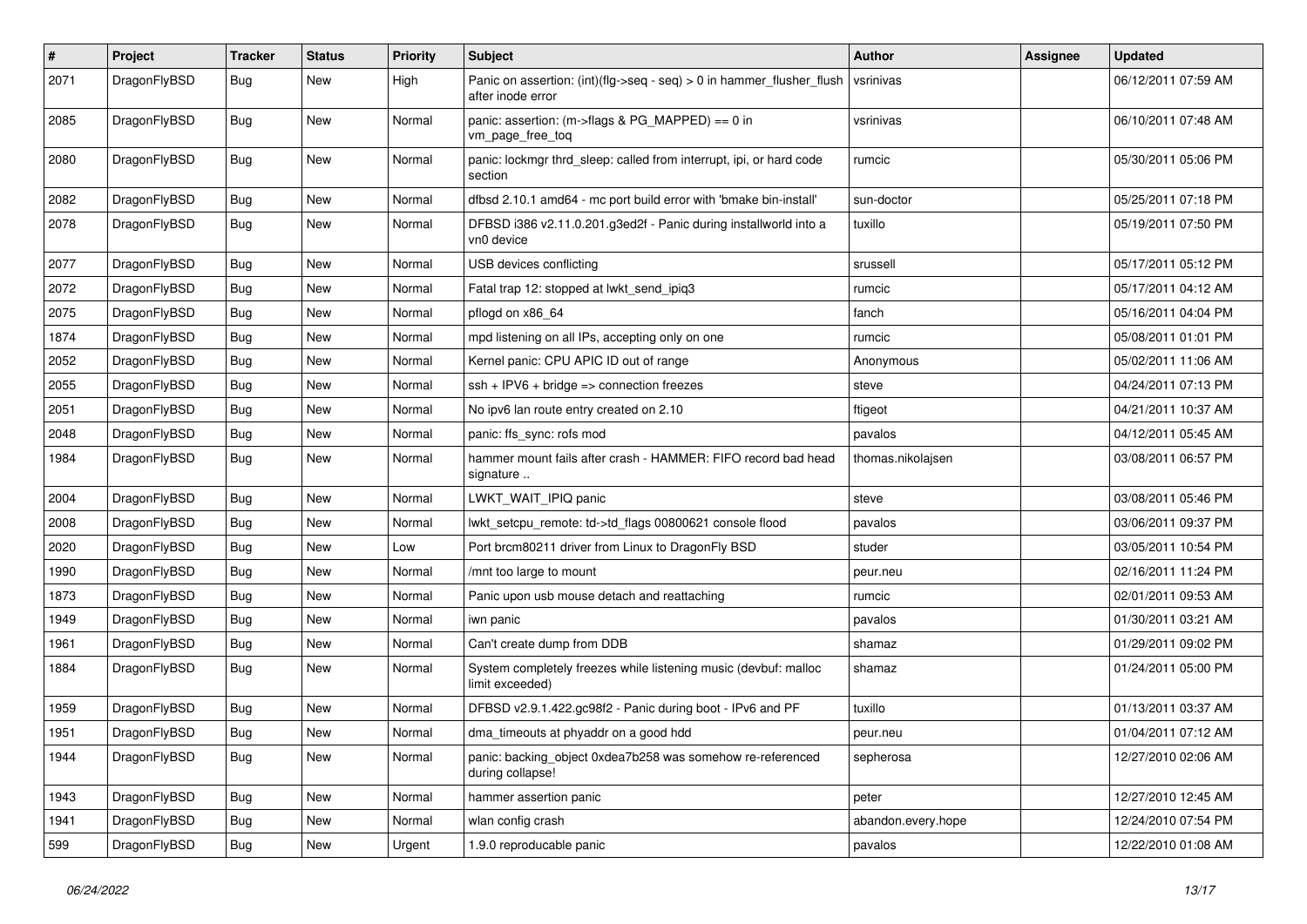| # | Project | Tracker | Status | Priority | Subject | Author | Assignee | Updated |
|---|---|---|---|---|---|---|---|---|
| 2071 | DragonFlyBSD | Bug | New | High | Panic on assertion: (int)(flg->seq - seq) > 0 in hammer_flusher_flush after inode error | vsrinivas | | 06/12/2011 07:59 AM |
| 2085 | DragonFlyBSD | Bug | New | Normal | panic: assertion: (m->flags & PG_MAPPED) == 0 in vm_page_free_toq | vsrinivas | | 06/10/2011 07:48 AM |
| 2080 | DragonFlyBSD | Bug | New | Normal | panic: lockmgr thrd_sleep: called from interrupt, ipi, or hard code section | rumcic | | 05/30/2011 05:06 PM |
| 2082 | DragonFlyBSD | Bug | New | Normal | dfbsd 2.10.1 amd64 - mc port build error with 'bmake bin-install' | sun-doctor | | 05/25/2011 07:18 PM |
| 2078 | DragonFlyBSD | Bug | New | Normal | DFBSD i386 v2.11.0.201.g3ed2f - Panic during installworld into a vn0 device | tuxillo | | 05/19/2011 07:50 PM |
| 2077 | DragonFlyBSD | Bug | New | Normal | USB devices conflicting | srussell | | 05/17/2011 05:12 PM |
| 2072 | DragonFlyBSD | Bug | New | Normal | Fatal trap 12: stopped at lwkt_send_ipiq3 | rumcic | | 05/17/2011 04:12 AM |
| 2075 | DragonFlyBSD | Bug | New | Normal | pflogd on x86_64 | fanch | | 05/16/2011 04:04 PM |
| 1874 | DragonFlyBSD | Bug | New | Normal | mpd listening on all IPs, accepting only on one | rumcic | | 05/08/2011 01:01 PM |
| 2052 | DragonFlyBSD | Bug | New | Normal | Kernel panic: CPU APIC ID out of range | Anonymous | | 05/02/2011 11:06 AM |
| 2055 | DragonFlyBSD | Bug | New | Normal | ssh + IPV6 + bridge => connection freezes | steve | | 04/24/2011 07:13 PM |
| 2051 | DragonFlyBSD | Bug | New | Normal | No ipv6 lan route entry created on 2.10 | ftigeot | | 04/21/2011 10:37 AM |
| 2048 | DragonFlyBSD | Bug | New | Normal | panic: ffs_sync: rofs mod | pavalos | | 04/12/2011 05:45 AM |
| 1984 | DragonFlyBSD | Bug | New | Normal | hammer mount fails after crash - HAMMER: FIFO record bad head signature .. | thomas.nikolajsen | | 03/08/2011 06:57 PM |
| 2004 | DragonFlyBSD | Bug | New | Normal | LWKT_WAIT_IPIQ panic | steve | | 03/08/2011 05:46 PM |
| 2008 | DragonFlyBSD | Bug | New | Normal | lwkt_setcpu_remote: td->td_flags 00800621 console flood | pavalos | | 03/06/2011 09:37 PM |
| 2020 | DragonFlyBSD | Bug | New | Low | Port brcm80211 driver from Linux to DragonFly BSD | studer | | 03/05/2011 10:54 PM |
| 1990 | DragonFlyBSD | Bug | New | Normal | /mnt too large to mount | peur.neu | | 02/16/2011 11:24 PM |
| 1873 | DragonFlyBSD | Bug | New | Normal | Panic upon usb mouse detach and reattaching | rumcic | | 02/01/2011 09:53 AM |
| 1949 | DragonFlyBSD | Bug | New | Normal | iwn panic | pavalos | | 01/30/2011 03:21 AM |
| 1961 | DragonFlyBSD | Bug | New | Normal | Can't create dump from DDB | shamaz | | 01/29/2011 09:02 PM |
| 1884 | DragonFlyBSD | Bug | New | Normal | System completely freezes while listening music (devbuf: malloc limit exceeded) | shamaz | | 01/24/2011 05:00 PM |
| 1959 | DragonFlyBSD | Bug | New | Normal | DFBSD v2.9.1.422.gc98f2 - Panic during boot - IPv6 and PF | tuxillo | | 01/13/2011 03:37 AM |
| 1951 | DragonFlyBSD | Bug | New | Normal | dma_timeouts at phyaddr on a good hdd | peur.neu | | 01/04/2011 07:12 AM |
| 1944 | DragonFlyBSD | Bug | New | Normal | panic: backing_object 0xdea7b258 was somehow re-referenced during collapse! | sepherosa | | 12/27/2010 02:06 AM |
| 1943 | DragonFlyBSD | Bug | New | Normal | hammer assertion panic | peter | | 12/27/2010 12:45 AM |
| 1941 | DragonFlyBSD | Bug | New | Normal | wlan config crash | abandon.every.hope | | 12/24/2010 07:54 PM |
| 599 | DragonFlyBSD | Bug | New | Urgent | 1.9.0 reproducable panic | pavalos | | 12/22/2010 01:08 AM |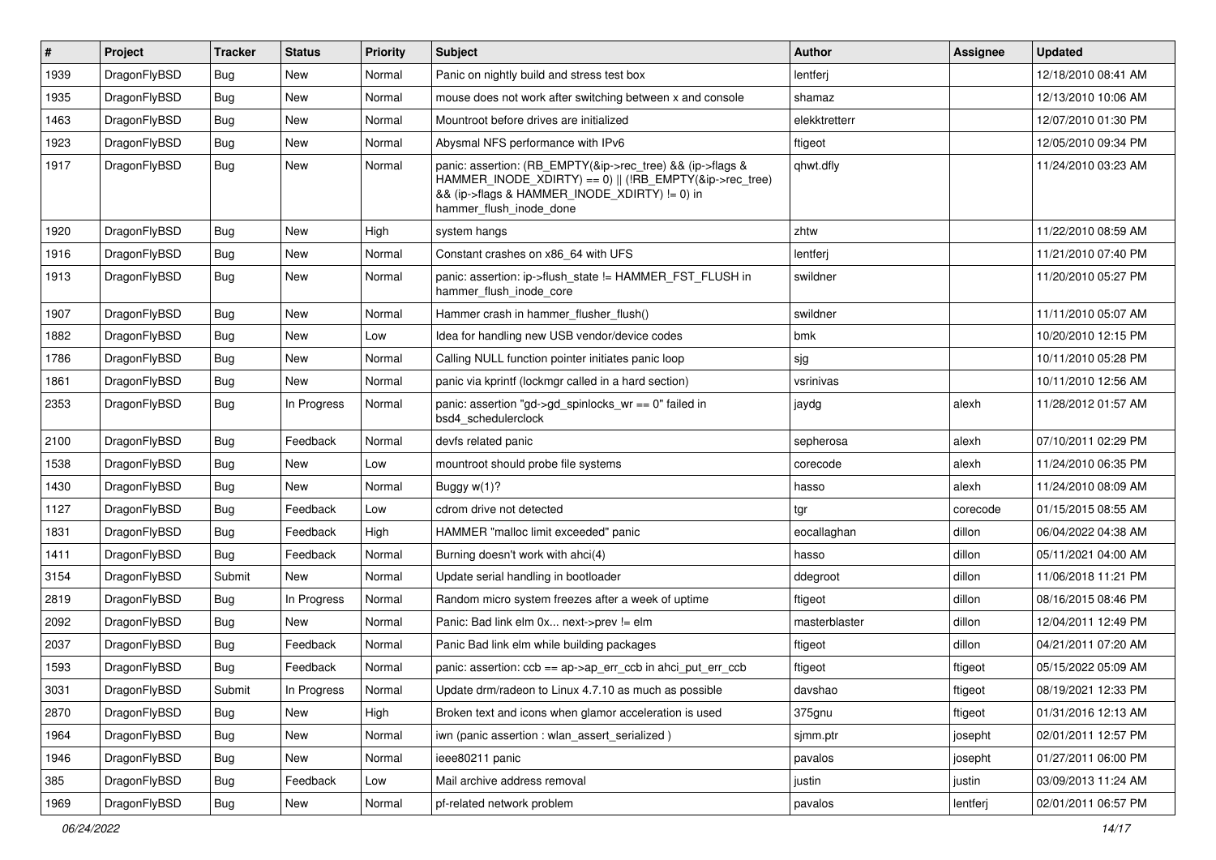| # | Project | Tracker | Status | Priority | Subject | Author | Assignee | Updated |
|---|---|---|---|---|---|---|---|---|
| 1939 | DragonFlyBSD | Bug | New | Normal | Panic on nightly build and stress test box | lentferj | | 12/18/2010 08:41 AM |
| 1935 | DragonFlyBSD | Bug | New | Normal | mouse does not work after switching between x and console | shamaz | | 12/13/2010 10:06 AM |
| 1463 | DragonFlyBSD | Bug | New | Normal | Mountroot before drives are initialized | elekktretterr | | 12/07/2010 01:30 PM |
| 1923 | DragonFlyBSD | Bug | New | Normal | Abysmal NFS performance with IPv6 | ftigeot | | 12/05/2010 09:34 PM |
| 1917 | DragonFlyBSD | Bug | New | Normal | panic: assertion: (RB_EMPTY(&ip->rec_tree) && (ip->flags & HAMMER_INODE_XDIRTY) == 0) \|\| (!RB_EMPTY(&ip->rec_tree) && (ip->flags & HAMMER_INODE_XDIRTY) != 0) in hammer_flush_inode_done | qhwt.dfly | | 11/24/2010 03:23 AM |
| 1920 | DragonFlyBSD | Bug | New | High | system hangs | zhtw | | 11/22/2010 08:59 AM |
| 1916 | DragonFlyBSD | Bug | New | Normal | Constant crashes on x86_64 with UFS | lentferj | | 11/21/2010 07:40 PM |
| 1913 | DragonFlyBSD | Bug | New | Normal | panic: assertion: ip->flush_state != HAMMER_FST_FLUSH in hammer_flush_inode_core | swildner | | 11/20/2010 05:27 PM |
| 1907 | DragonFlyBSD | Bug | New | Normal | Hammer crash in hammer_flusher_flush() | swildner | | 11/11/2010 05:07 AM |
| 1882 | DragonFlyBSD | Bug | New | Low | Idea for handling new USB vendor/device codes | bmk | | 10/20/2010 12:15 PM |
| 1786 | DragonFlyBSD | Bug | New | Normal | Calling NULL function pointer initiates panic loop | sjg | | 10/11/2010 05:28 PM |
| 1861 | DragonFlyBSD | Bug | New | Normal | panic via kprintf (lockmgr called in a hard section) | vsrinivas | | 10/11/2010 12:56 AM |
| 2353 | DragonFlyBSD | Bug | In Progress | Normal | panic: assertion "gd->gd_spinlocks_wr == 0" failed in bsd4_schedulerclock | jaydg | alexh | 11/28/2012 01:57 AM |
| 2100 | DragonFlyBSD | Bug | Feedback | Normal | devfs related panic | sepherosa | alexh | 07/10/2011 02:29 PM |
| 1538 | DragonFlyBSD | Bug | New | Low | mountroot should probe file systems | corecode | alexh | 11/24/2010 06:35 PM |
| 1430 | DragonFlyBSD | Bug | New | Normal | Buggy w(1)? | hasso | alexh | 11/24/2010 08:09 AM |
| 1127 | DragonFlyBSD | Bug | Feedback | Low | cdrom drive not detected | tgr | corecode | 01/15/2015 08:55 AM |
| 1831 | DragonFlyBSD | Bug | Feedback | High | HAMMER "malloc limit exceeded" panic | eocallaghan | dillon | 06/04/2022 04:38 AM |
| 1411 | DragonFlyBSD | Bug | Feedback | Normal | Burning doesn't work with ahci(4) | hasso | dillon | 05/11/2021 04:00 AM |
| 3154 | DragonFlyBSD | Submit | New | Normal | Update serial handling in bootloader | ddegroot | dillon | 11/06/2018 11:21 PM |
| 2819 | DragonFlyBSD | Bug | In Progress | Normal | Random micro system freezes after a week of uptime | ftigeot | dillon | 08/16/2015 08:46 PM |
| 2092 | DragonFlyBSD | Bug | New | Normal | Panic: Bad link elm 0x... next->prev != elm | masterblaster | dillon | 12/04/2011 12:49 PM |
| 2037 | DragonFlyBSD | Bug | Feedback | Normal | Panic Bad link elm while building packages | ftigeot | dillon | 04/21/2011 07:20 AM |
| 1593 | DragonFlyBSD | Bug | Feedback | Normal | panic: assertion: ccb == ap->ap_err_ccb in ahci_put_err_ccb | ftigeot | ftigeot | 05/15/2022 05:09 AM |
| 3031 | DragonFlyBSD | Submit | In Progress | Normal | Update drm/radeon to Linux 4.7.10 as much as possible | davshao | ftigeot | 08/19/2021 12:33 PM |
| 2870 | DragonFlyBSD | Bug | New | High | Broken text and icons when glamor acceleration is used | 375gnu | ftigeot | 01/31/2016 12:13 AM |
| 1964 | DragonFlyBSD | Bug | New | Normal | iwn (panic assertion : wlan_assert_serialized ) | sjmm.ptr | josepht | 02/01/2011 12:57 PM |
| 1946 | DragonFlyBSD | Bug | New | Normal | ieee80211 panic | pavalos | josepht | 01/27/2011 06:00 PM |
| 385 | DragonFlyBSD | Bug | Feedback | Low | Mail archive address removal | justin | justin | 03/09/2013 11:24 AM |
| 1969 | DragonFlyBSD | Bug | New | Normal | pf-related network problem | pavalos | lentferj | 02/01/2011 06:57 PM |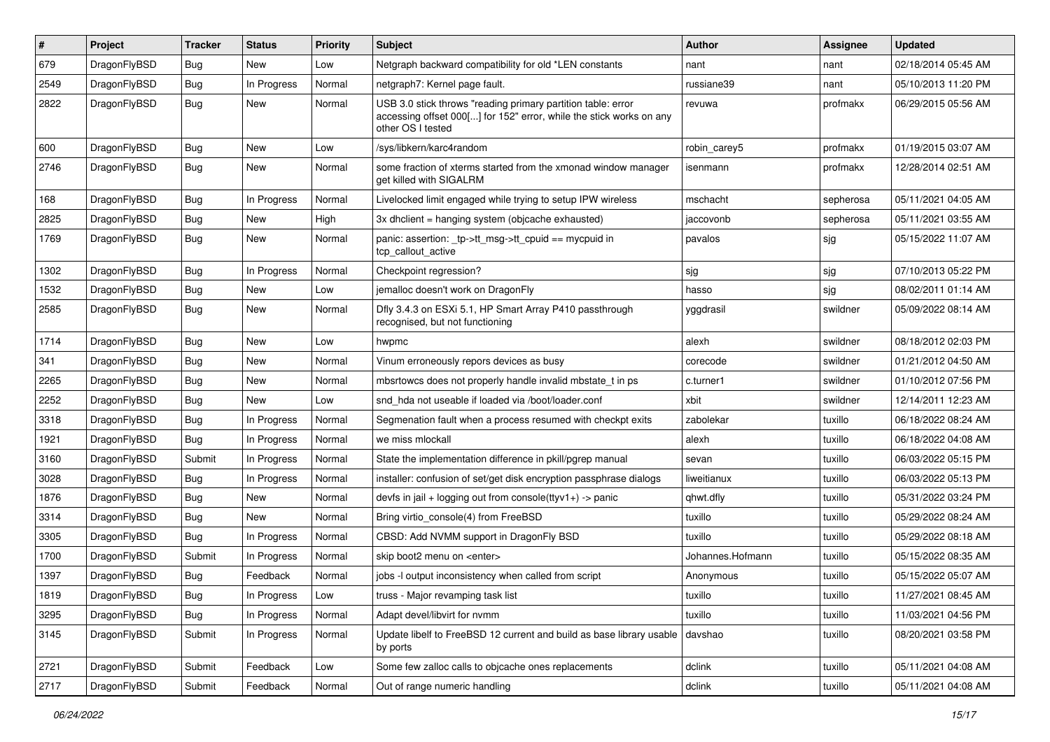| # | Project | Tracker | Status | Priority | Subject | Author | Assignee | Updated |
|---|---|---|---|---|---|---|---|---|
| 679 | DragonFlyBSD | Bug | New | Low | Netgraph backward compatibility for old *LEN constants | nant | nant | 02/18/2014 05:45 AM |
| 2549 | DragonFlyBSD | Bug | In Progress | Normal | netgraph7: Kernel page fault. | russiane39 | nant | 05/10/2013 11:20 PM |
| 2822 | DragonFlyBSD | Bug | New | Normal | USB 3.0 stick throws "reading primary partition table: error accessing offset 000[...] for 152" error, while the stick works on any other OS I tested | revuwa | profmakx | 06/29/2015 05:56 AM |
| 600 | DragonFlyBSD | Bug | New | Low | /sys/libkern/karc4random | robin_carey5 | profmakx | 01/19/2015 03:07 AM |
| 2746 | DragonFlyBSD | Bug | New | Normal | some fraction of xterms started from the xmonad window manager get killed with SIGALRM | isenmann | profmakx | 12/28/2014 02:51 AM |
| 168 | DragonFlyBSD | Bug | In Progress | Normal | Livelocked limit engaged while trying to setup IPW wireless | mschacht | sepherosa | 05/11/2021 04:05 AM |
| 2825 | DragonFlyBSD | Bug | New | High | 3x dhclient = hanging system (objcache exhausted) | jaccovonb | sepherosa | 05/11/2021 03:55 AM |
| 1769 | DragonFlyBSD | Bug | New | Normal | panic: assertion: _tp->tt_msg->tt_cpuid == mycpuid in tcp_callout_active | pavalos | sjg | 05/15/2022 11:07 AM |
| 1302 | DragonFlyBSD | Bug | In Progress | Normal | Checkpoint regression? | sjg | sjg | 07/10/2013 05:22 PM |
| 1532 | DragonFlyBSD | Bug | New | Low | jemalloc doesn't work on DragonFly | hasso | sjg | 08/02/2011 01:14 AM |
| 2585 | DragonFlyBSD | Bug | New | Normal | Dfly 3.4.3 on ESXi 5.1, HP Smart Array P410 passthrough recognised, but not functioning | yggdrasil | swildner | 05/09/2022 08:14 AM |
| 1714 | DragonFlyBSD | Bug | New | Low | hwpmc | alexh | swildner | 08/18/2012 02:03 PM |
| 341 | DragonFlyBSD | Bug | New | Normal | Vinum erroneously repors devices as busy | corecode | swildner | 01/21/2012 04:50 AM |
| 2265 | DragonFlyBSD | Bug | New | Normal | mbsrtowcs does not properly handle invalid mbstate_t in ps | c.turner1 | swildner | 01/10/2012 07:56 PM |
| 2252 | DragonFlyBSD | Bug | New | Low | snd_hda not useable if loaded via /boot/loader.conf | xbit | swildner | 12/14/2011 12:23 AM |
| 3318 | DragonFlyBSD | Bug | In Progress | Normal | Segmenation fault when a process resumed with checkpt exits | zabolekar | tuxillo | 06/18/2022 08:24 AM |
| 1921 | DragonFlyBSD | Bug | In Progress | Normal | we miss mlockall | alexh | tuxillo | 06/18/2022 04:08 AM |
| 3160 | DragonFlyBSD | Submit | In Progress | Normal | State the implementation difference in pkill/pgrep manual | sevan | tuxillo | 06/03/2022 05:15 PM |
| 3028 | DragonFlyBSD | Bug | In Progress | Normal | installer: confusion of set/get disk encryption passphrase dialogs | liweitianux | tuxillo | 06/03/2022 05:13 PM |
| 1876 | DragonFlyBSD | Bug | New | Normal | devfs in jail + logging out from console(ttyv1+) -> panic | qhwt.dfly | tuxillo | 05/31/2022 03:24 PM |
| 3314 | DragonFlyBSD | Bug | New | Normal | Bring virtio_console(4) from FreeBSD | tuxillo | tuxillo | 05/29/2022 08:24 AM |
| 3305 | DragonFlyBSD | Bug | In Progress | Normal | CBSD: Add NVMM support in DragonFly BSD | tuxillo | tuxillo | 05/29/2022 08:18 AM |
| 1700 | DragonFlyBSD | Submit | In Progress | Normal | skip boot2 menu on <enter> | Johannes.Hofmann | tuxillo | 05/15/2022 08:35 AM |
| 1397 | DragonFlyBSD | Bug | Feedback | Normal | jobs -l output inconsistency when called from script | Anonymous | tuxillo | 05/15/2022 05:07 AM |
| 1819 | DragonFlyBSD | Bug | In Progress | Low | truss - Major revamping task list | tuxillo | tuxillo | 11/27/2021 08:45 AM |
| 3295 | DragonFlyBSD | Bug | In Progress | Normal | Adapt devel/libvirt for nvmm | tuxillo | tuxillo | 11/03/2021 04:56 PM |
| 3145 | DragonFlyBSD | Submit | In Progress | Normal | Update libelf to FreeBSD 12 current and build as base library usable by ports | davshao | tuxillo | 08/20/2021 03:58 PM |
| 2721 | DragonFlyBSD | Submit | Feedback | Low | Some few zalloc calls to objcache ones replacements | dclink | tuxillo | 05/11/2021 04:08 AM |
| 2717 | DragonFlyBSD | Submit | Feedback | Normal | Out of range numeric handling | dclink | tuxillo | 05/11/2021 04:08 AM |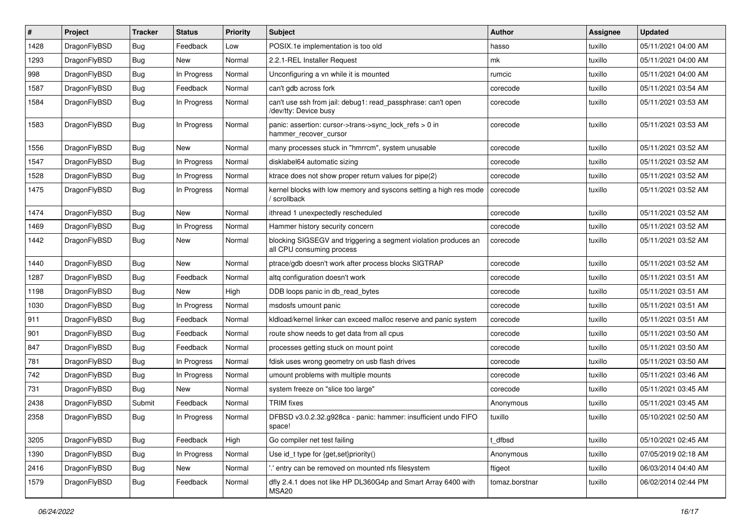| # | Project | Tracker | Status | Priority | Subject | Author | Assignee | Updated |
|---|---|---|---|---|---|---|---|---|
| 1428 | DragonFlyBSD | Bug | Feedback | Low | POSIX.1e implementation is too old | hasso | tuxillo | 05/11/2021 04:00 AM |
| 1293 | DragonFlyBSD | Bug | New | Normal | 2.2.1-REL Installer Request | mk | tuxillo | 05/11/2021 04:00 AM |
| 998 | DragonFlyBSD | Bug | In Progress | Normal | Unconfiguring a vn while it is mounted | rumcic | tuxillo | 05/11/2021 04:00 AM |
| 1587 | DragonFlyBSD | Bug | Feedback | Normal | can't gdb across fork | corecode | tuxillo | 05/11/2021 03:54 AM |
| 1584 | DragonFlyBSD | Bug | In Progress | Normal | can't use ssh from jail: debug1: read_passphrase: can't open /dev/tty: Device busy | corecode | tuxillo | 05/11/2021 03:53 AM |
| 1583 | DragonFlyBSD | Bug | In Progress | Normal | panic: assertion: cursor->trans->sync_lock_refs > 0 in hammer_recover_cursor | corecode | tuxillo | 05/11/2021 03:53 AM |
| 1556 | DragonFlyBSD | Bug | New | Normal | many processes stuck in "hmrrcm", system unusable | corecode | tuxillo | 05/11/2021 03:52 AM |
| 1547 | DragonFlyBSD | Bug | In Progress | Normal | disklabel64 automatic sizing | corecode | tuxillo | 05/11/2021 03:52 AM |
| 1528 | DragonFlyBSD | Bug | In Progress | Normal | ktrace does not show proper return values for pipe(2) | corecode | tuxillo | 05/11/2021 03:52 AM |
| 1475 | DragonFlyBSD | Bug | In Progress | Normal | kernel blocks with low memory and syscons setting a high res mode / scrollback | corecode | tuxillo | 05/11/2021 03:52 AM |
| 1474 | DragonFlyBSD | Bug | New | Normal | ithread 1 unexpectedly rescheduled | corecode | tuxillo | 05/11/2021 03:52 AM |
| 1469 | DragonFlyBSD | Bug | In Progress | Normal | Hammer history security concern | corecode | tuxillo | 05/11/2021 03:52 AM |
| 1442 | DragonFlyBSD | Bug | New | Normal | blocking SIGSEGV and triggering a segment violation produces an all CPU consuming process | corecode | tuxillo | 05/11/2021 03:52 AM |
| 1440 | DragonFlyBSD | Bug | New | Normal | ptrace/gdb doesn't work after process blocks SIGTRAP | corecode | tuxillo | 05/11/2021 03:52 AM |
| 1287 | DragonFlyBSD | Bug | Feedback | Normal | altq configuration doesn't work | corecode | tuxillo | 05/11/2021 03:51 AM |
| 1198 | DragonFlyBSD | Bug | New | High | DDB loops panic in db_read_bytes | corecode | tuxillo | 05/11/2021 03:51 AM |
| 1030 | DragonFlyBSD | Bug | In Progress | Normal | msdosfs umount panic | corecode | tuxillo | 05/11/2021 03:51 AM |
| 911 | DragonFlyBSD | Bug | Feedback | Normal | kldload/kernel linker can exceed malloc reserve and panic system | corecode | tuxillo | 05/11/2021 03:51 AM |
| 901 | DragonFlyBSD | Bug | Feedback | Normal | route show needs to get data from all cpus | corecode | tuxillo | 05/11/2021 03:50 AM |
| 847 | DragonFlyBSD | Bug | Feedback | Normal | processes getting stuck on mount point | corecode | tuxillo | 05/11/2021 03:50 AM |
| 781 | DragonFlyBSD | Bug | In Progress | Normal | fdisk uses wrong geometry on usb flash drives | corecode | tuxillo | 05/11/2021 03:50 AM |
| 742 | DragonFlyBSD | Bug | In Progress | Normal | umount problems with multiple mounts | corecode | tuxillo | 05/11/2021 03:46 AM |
| 731 | DragonFlyBSD | Bug | New | Normal | system freeze on "slice too large" | corecode | tuxillo | 05/11/2021 03:45 AM |
| 2438 | DragonFlyBSD | Submit | Feedback | Normal | TRIM fixes | Anonymous | tuxillo | 05/11/2021 03:45 AM |
| 2358 | DragonFlyBSD | Bug | In Progress | Normal | DFBSD v3.0.2.32.g928ca - panic: hammer: insufficient undo FIFO space! | tuxillo | tuxillo | 05/10/2021 02:50 AM |
| 3205 | DragonFlyBSD | Bug | Feedback | High | Go compiler net test failing | t_dfbsd | tuxillo | 05/10/2021 02:45 AM |
| 1390 | DragonFlyBSD | Bug | In Progress | Normal | Use id_t type for {get,set}priority() | Anonymous | tuxillo | 07/05/2019 02:18 AM |
| 2416 | DragonFlyBSD | Bug | New | Normal | '.' entry can be removed on mounted nfs filesystem | ftigeot | tuxillo | 06/03/2014 04:40 AM |
| 1579 | DragonFlyBSD | Bug | Feedback | Normal | dfly 2.4.1 does not like HP DL360G4p and Smart Array 6400 with MSA20 | tomaz.borstnar | tuxillo | 06/02/2014 02:44 PM |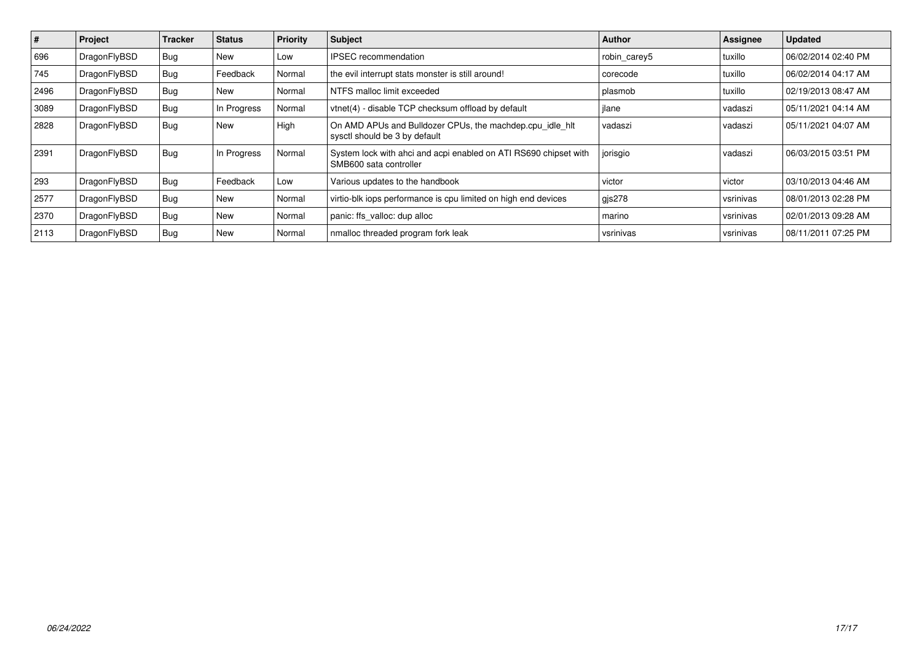| # | Project | Tracker | Status | Priority | Subject | Author | Assignee | Updated |
|---|---|---|---|---|---|---|---|---|
| 696 | DragonFlyBSD | Bug | New | Low | IPSEC recommendation | robin_carey5 | tuxillo | 06/02/2014 02:40 PM |
| 745 | DragonFlyBSD | Bug | Feedback | Normal | the evil interrupt stats monster is still around! | corecode | tuxillo | 06/02/2014 04:17 AM |
| 2496 | DragonFlyBSD | Bug | New | Normal | NTFS malloc limit exceeded | plasmob | tuxillo | 02/19/2013 08:47 AM |
| 3089 | DragonFlyBSD | Bug | In Progress | Normal | vtnet(4) - disable TCP checksum offload by default | jlane | vadaszi | 05/11/2021 04:14 AM |
| 2828 | DragonFlyBSD | Bug | New | High | On AMD APUs and Bulldozer CPUs, the machdep.cpu_idle_hlt sysctl should be 3 by default | vadaszi | vadaszi | 05/11/2021 04:07 AM |
| 2391 | DragonFlyBSD | Bug | In Progress | Normal | System lock with ahci and acpi enabled on ATI RS690 chipset with SMB600 sata controller | jorisgio | vadaszi | 06/03/2015 03:51 PM |
| 293 | DragonFlyBSD | Bug | Feedback | Low | Various updates to the handbook | victor | victor | 03/10/2013 04:46 AM |
| 2577 | DragonFlyBSD | Bug | New | Normal | virtio-blk iops performance is cpu limited on high end devices | gjs278 | vsrinivas | 08/01/2013 02:28 PM |
| 2370 | DragonFlyBSD | Bug | New | Normal | panic: ffs_valloc: dup alloc | marino | vsrinivas | 02/01/2013 09:28 AM |
| 2113 | DragonFlyBSD | Bug | New | Normal | nmalloc threaded program fork leak | vsrinivas | vsrinivas | 08/11/2011 07:25 PM |